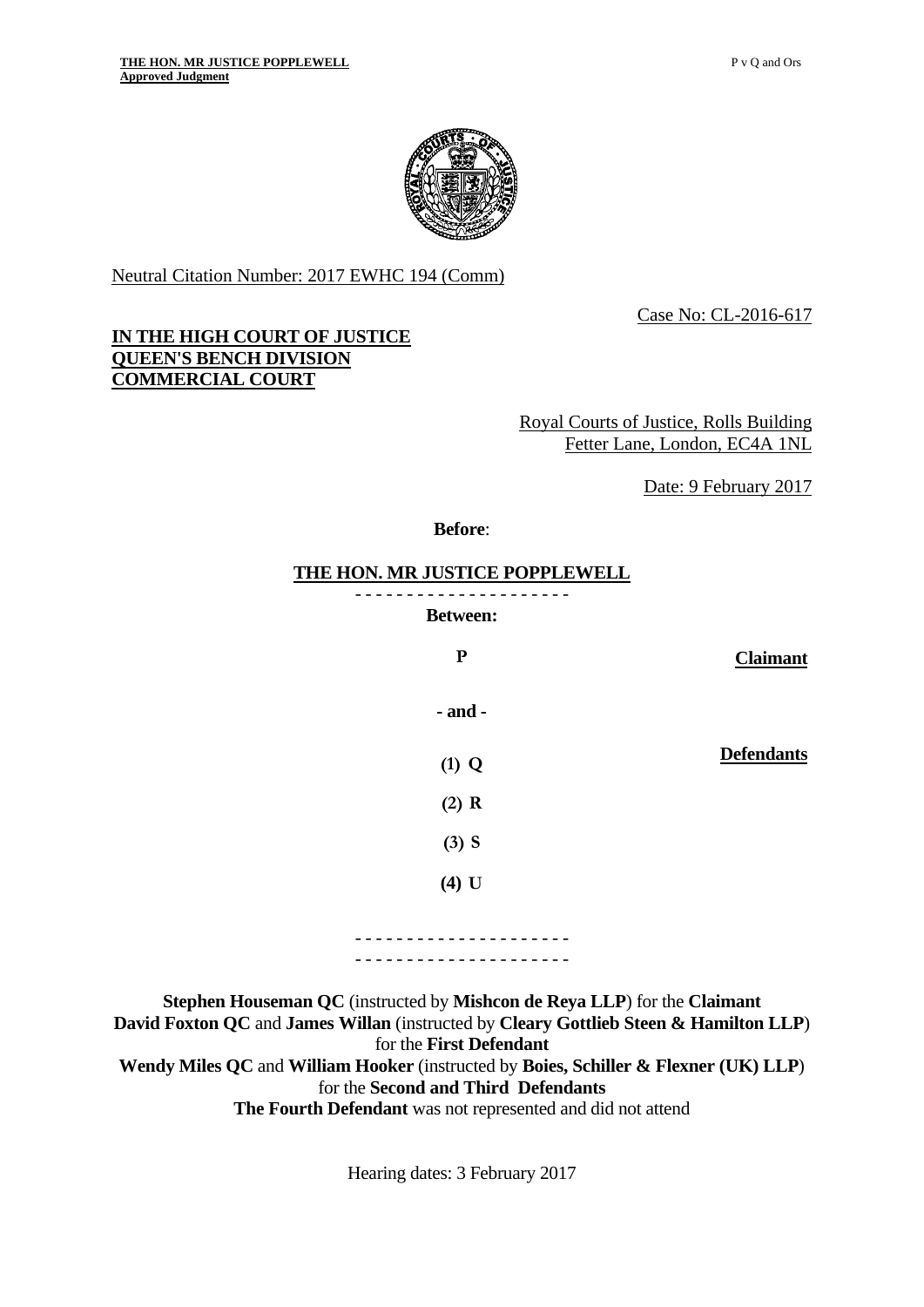Neutral Citation Number: 2017 EWHC 194 (Comm)

Case No: CL-2016-617

**IN THE HIGH COURT OF JUSTICE**
**QUEEN'S BENCH DIVISION**
**COMMERCIAL COURT**

Royal Courts of Justice, Rolls Building
Fetter Lane, London, EC4A 1NL

Date: 9 February 2017

**Before**:

**THE HON. MR JUSTICE POPPLEWELL**

- - - - - - - - - - - - - - - - - - - - -

**Between:**

| | |
|---|---|
| **P** | **Claimant** |
| **- and -** | |
| **(1) Q** | **Defendants** |
| **(2) R** | |
| **(3) S** | |
| **(4) U** | |

- - - - - - - - - - - - - - - - - - - - -
- - - - - - - - - - - - - - - - - - - - -

**Stephen Houseman QC** (instructed by **Mishcon de Reya LLP**) for the **Claimant**
**David Foxton QC** and **James Willan** (instructed by **Cleary Gottlieb Steen & Hamilton LLP**) for the **First Defendant**
**Wendy Miles QC** and **William Hooker** (instructed by **Boies, Schiller & Flexner (UK) LLP**) for the **Second and Third Defendants**
**The Fourth Defendant** was not represented and did not attend

Hearing dates: 3 February 2017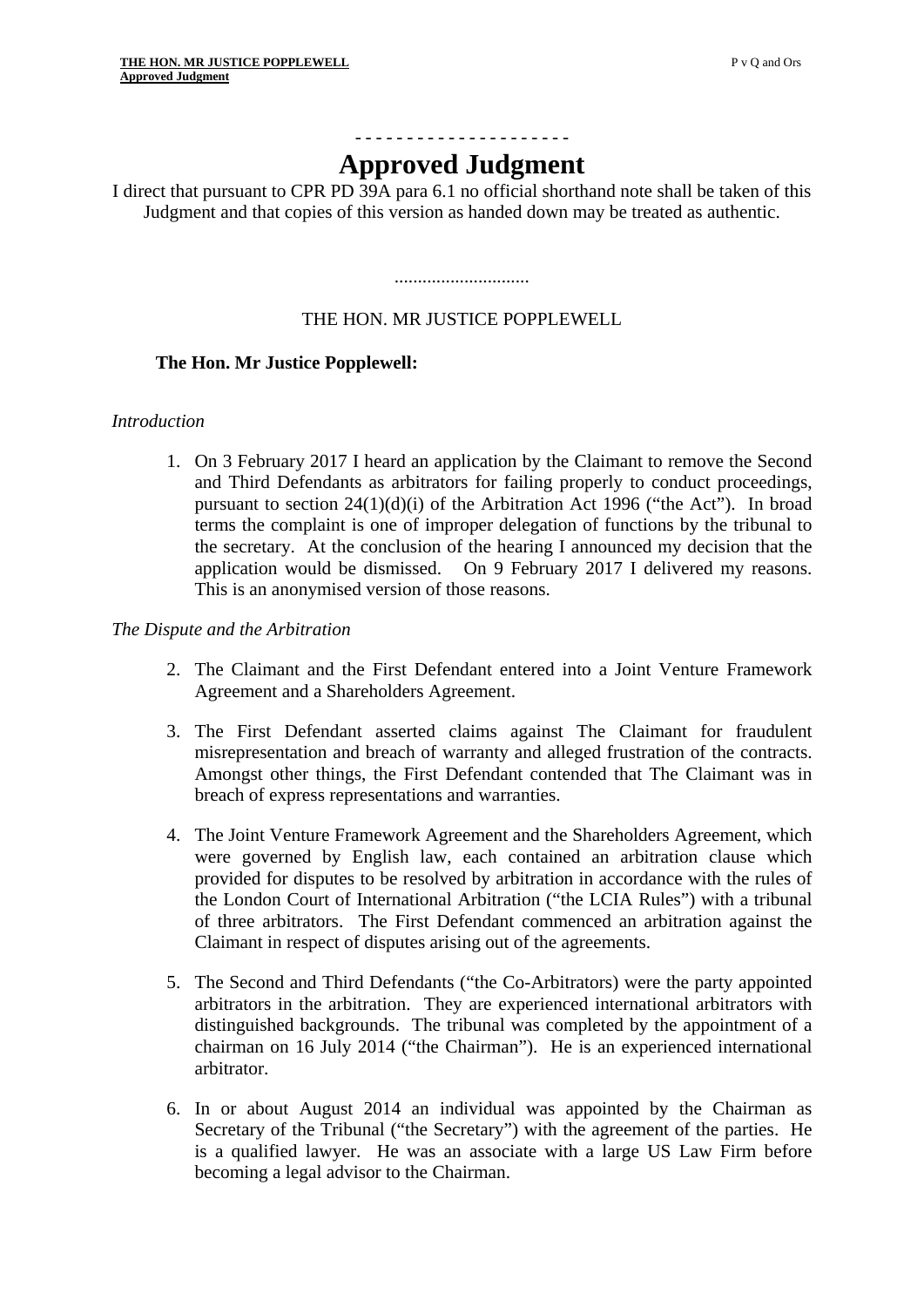- - - - - - - - - - - - - - - - - - - -

# Approved Judgment

I direct that pursuant to CPR PD 39A para 6.1 no official shorthand note shall be taken of this Judgment and that copies of this version as handed down may be treated as authentic.

.............................

THE HON. MR JUSTICE POPPLEWELL

**The Hon. Mr Justice Popplewell:**

*Introduction*

1. On 3 February 2017 I heard an application by the Claimant to remove the Second and Third Defendants as arbitrators for failing properly to conduct proceedings, pursuant to section 24(1)(d)(i) of the Arbitration Act 1996 ("the Act"). In broad terms the complaint is one of improper delegation of functions by the tribunal to the secretary. At the conclusion of the hearing I announced my decision that the application would be dismissed. On 9 February 2017 I delivered my reasons. This is an anonymised version of those reasons.

*The Dispute and the Arbitration*

2. The Claimant and the First Defendant entered into a Joint Venture Framework Agreement and a Shareholders Agreement.

3. The First Defendant asserted claims against The Claimant for fraudulent misrepresentation and breach of warranty and alleged frustration of the contracts. Amongst other things, the First Defendant contended that The Claimant was in breach of express representations and warranties.

4. The Joint Venture Framework Agreement and the Shareholders Agreement, which were governed by English law, each contained an arbitration clause which provided for disputes to be resolved by arbitration in accordance with the rules of the London Court of International Arbitration ("the LCIA Rules") with a tribunal of three arbitrators. The First Defendant commenced an arbitration against the Claimant in respect of disputes arising out of the agreements.

5. The Second and Third Defendants ("the Co-Arbitrators) were the party appointed arbitrators in the arbitration. They are experienced international arbitrators with distinguished backgrounds. The tribunal was completed by the appointment of a chairman on 16 July 2014 ("the Chairman"). He is an experienced international arbitrator.

6. In or about August 2014 an individual was appointed by the Chairman as Secretary of the Tribunal ("the Secretary") with the agreement of the parties. He is a qualified lawyer. He was an associate with a large US Law Firm before becoming a legal advisor to the Chairman.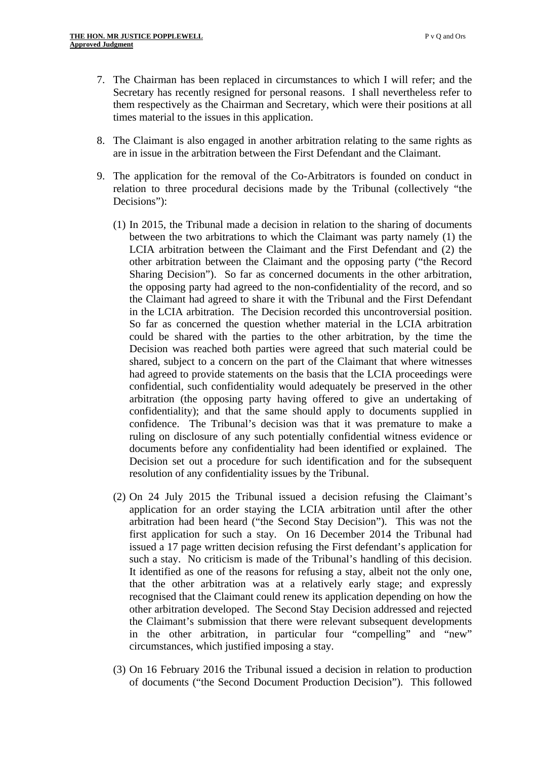7. The Chairman has been replaced in circumstances to which I will refer; and the Secretary has recently resigned for personal reasons. I shall nevertheless refer to them respectively as the Chairman and Secretary, which were their positions at all times material to the issues in this application.

8. The Claimant is also engaged in another arbitration relating to the same rights as are in issue in the arbitration between the First Defendant and the Claimant.

9. The application for the removal of the Co-Arbitrators is founded on conduct in relation to three procedural decisions made by the Tribunal (collectively "the Decisions"):

   (1) In 2015, the Tribunal made a decision in relation to the sharing of documents between the two arbitrations to which the Claimant was party namely (1) the LCIA arbitration between the Claimant and the First Defendant and (2) the other arbitration between the Claimant and the opposing party ("the Record Sharing Decision"). So far as concerned documents in the other arbitration, the opposing party had agreed to the non-confidentiality of the record, and so the Claimant had agreed to share it with the Tribunal and the First Defendant in the LCIA arbitration. The Decision recorded this uncontroversial position. So far as concerned the question whether material in the LCIA arbitration could be shared with the parties to the other arbitration, by the time the Decision was reached both parties were agreed that such material could be shared, subject to a concern on the part of the Claimant that where witnesses had agreed to provide statements on the basis that the LCIA proceedings were confidential, such confidentiality would adequately be preserved in the other arbitration (the opposing party having offered to give an undertaking of confidentiality); and that the same should apply to documents supplied in confidence. The Tribunal's decision was that it was premature to make a ruling on disclosure of any such potentially confidential witness evidence or documents before any confidentiality had been identified or explained. The Decision set out a procedure for such identification and for the subsequent resolution of any confidentiality issues by the Tribunal.

   (2) On 24 July 2015 the Tribunal issued a decision refusing the Claimant's application for an order staying the LCIA arbitration until after the other arbitration had been heard ("the Second Stay Decision"). This was not the first application for such a stay. On 16 December 2014 the Tribunal had issued a 17 page written decision refusing the First defendant's application for such a stay. No criticism is made of the Tribunal's handling of this decision. It identified as one of the reasons for refusing a stay, albeit not the only one, that the other arbitration was at a relatively early stage; and expressly recognised that the Claimant could renew its application depending on how the other arbitration developed. The Second Stay Decision addressed and rejected the Claimant's submission that there were relevant subsequent developments in the other arbitration, in particular four "compelling" and "new" circumstances, which justified imposing a stay.

   (3) On 16 February 2016 the Tribunal issued a decision in relation to production of documents ("the Second Document Production Decision"). This followed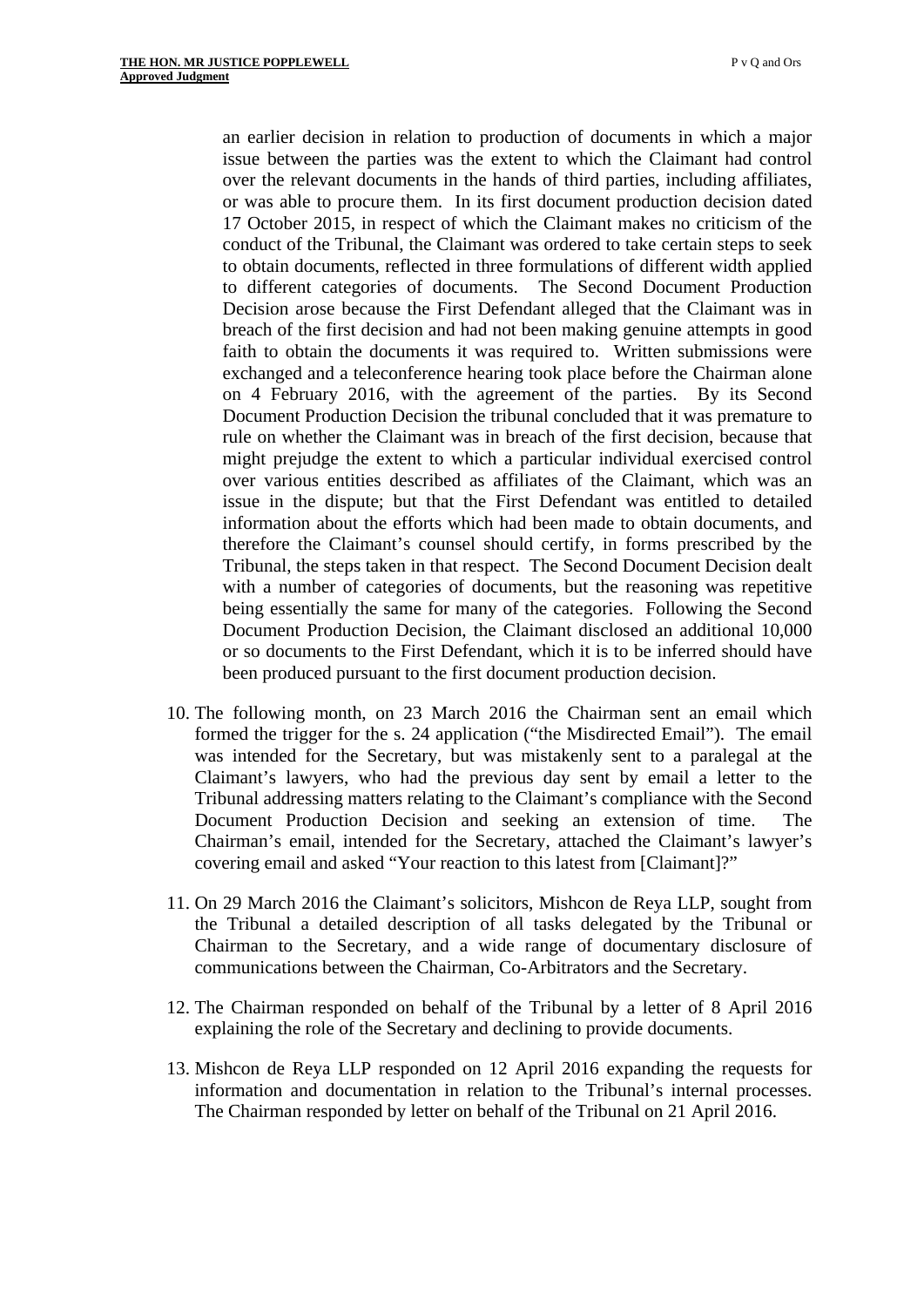an earlier decision in relation to production of documents in which a major issue between the parties was the extent to which the Claimant had control over the relevant documents in the hands of third parties, including affiliates, or was able to procure them. In its first document production decision dated 17 October 2015, in respect of which the Claimant makes no criticism of the conduct of the Tribunal, the Claimant was ordered to take certain steps to seek to obtain documents, reflected in three formulations of different width applied to different categories of documents. The Second Document Production Decision arose because the First Defendant alleged that the Claimant was in breach of the first decision and had not been making genuine attempts in good faith to obtain the documents it was required to. Written submissions were exchanged and a teleconference hearing took place before the Chairman alone on 4 February 2016, with the agreement of the parties. By its Second Document Production Decision the tribunal concluded that it was premature to rule on whether the Claimant was in breach of the first decision, because that might prejudge the extent to which a particular individual exercised control over various entities described as affiliates of the Claimant, which was an issue in the dispute; but that the First Defendant was entitled to detailed information about the efforts which had been made to obtain documents, and therefore the Claimant's counsel should certify, in forms prescribed by the Tribunal, the steps taken in that respect. The Second Document Decision dealt with a number of categories of documents, but the reasoning was repetitive being essentially the same for many of the categories. Following the Second Document Production Decision, the Claimant disclosed an additional 10,000 or so documents to the First Defendant, which it is to be inferred should have been produced pursuant to the first document production decision.

10. The following month, on 23 March 2016 the Chairman sent an email which formed the trigger for the s. 24 application ("the Misdirected Email"). The email was intended for the Secretary, but was mistakenly sent to a paralegal at the Claimant's lawyers, who had the previous day sent by email a letter to the Tribunal addressing matters relating to the Claimant's compliance with the Second Document Production Decision and seeking an extension of time. The Chairman's email, intended for the Secretary, attached the Claimant's lawyer's covering email and asked "Your reaction to this latest from [Claimant]?"

11. On 29 March 2016 the Claimant's solicitors, Mishcon de Reya LLP, sought from the Tribunal a detailed description of all tasks delegated by the Tribunal or Chairman to the Secretary, and a wide range of documentary disclosure of communications between the Chairman, Co-Arbitrators and the Secretary.

12. The Chairman responded on behalf of the Tribunal by a letter of 8 April 2016 explaining the role of the Secretary and declining to provide documents.

13. Mishcon de Reya LLP responded on 12 April 2016 expanding the requests for information and documentation in relation to the Tribunal's internal processes. The Chairman responded by letter on behalf of the Tribunal on 21 April 2016.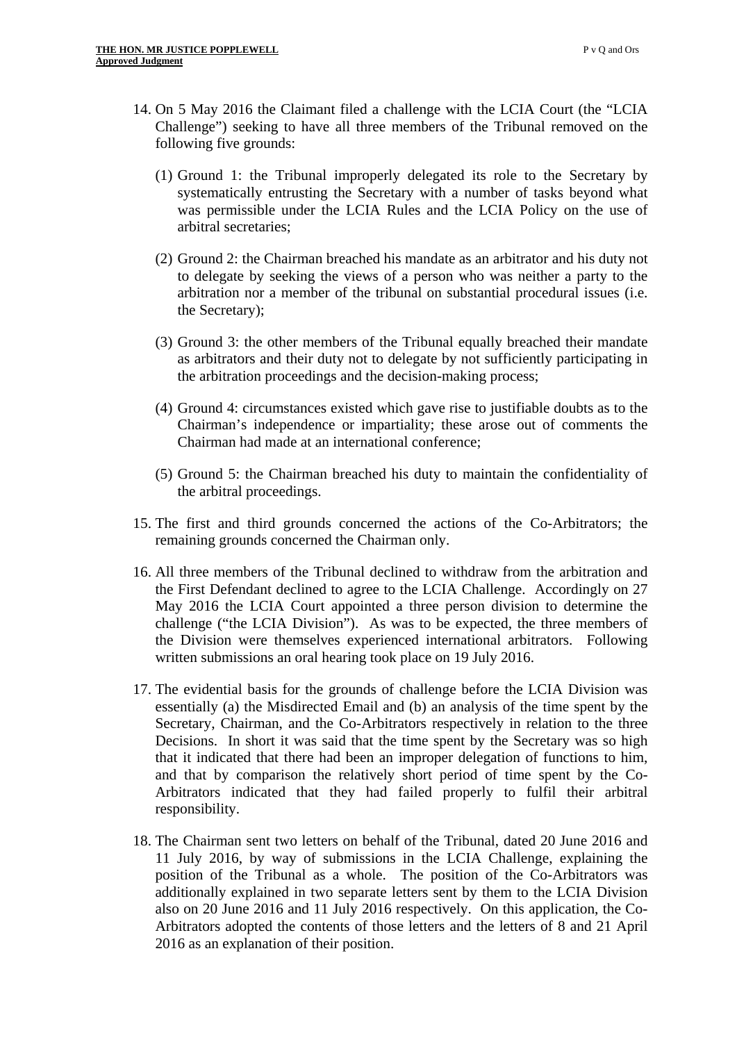14. On 5 May 2016 the Claimant filed a challenge with the LCIA Court (the "LCIA Challenge") seeking to have all three members of the Tribunal removed on the following five grounds:

    (1) Ground 1: the Tribunal improperly delegated its role to the Secretary by systematically entrusting the Secretary with a number of tasks beyond what was permissible under the LCIA Rules and the LCIA Policy on the use of arbitral secretaries;

    (2) Ground 2: the Chairman breached his mandate as an arbitrator and his duty not to delegate by seeking the views of a person who was neither a party to the arbitration nor a member of the tribunal on substantial procedural issues (i.e. the Secretary);

    (3) Ground 3: the other members of the Tribunal equally breached their mandate as arbitrators and their duty not to delegate by not sufficiently participating in the arbitration proceedings and the decision-making process;

    (4) Ground 4: circumstances existed which gave rise to justifiable doubts as to the Chairman's independence or impartiality; these arose out of comments the Chairman had made at an international conference;

    (5) Ground 5: the Chairman breached his duty to maintain the confidentiality of the arbitral proceedings.

15. The first and third grounds concerned the actions of the Co-Arbitrators; the remaining grounds concerned the Chairman only.

16. All three members of the Tribunal declined to withdraw from the arbitration and the First Defendant declined to agree to the LCIA Challenge. Accordingly on 27 May 2016 the LCIA Court appointed a three person division to determine the challenge ("the LCIA Division"). As was to be expected, the three members of the Division were themselves experienced international arbitrators. Following written submissions an oral hearing took place on 19 July 2016.

17. The evidential basis for the grounds of challenge before the LCIA Division was essentially (a) the Misdirected Email and (b) an analysis of the time spent by the Secretary, Chairman, and the Co-Arbitrators respectively in relation to the three Decisions. In short it was said that the time spent by the Secretary was so high that it indicated that there had been an improper delegation of functions to him, and that by comparison the relatively short period of time spent by the Co-Arbitrators indicated that they had failed properly to fulfil their arbitral responsibility.

18. The Chairman sent two letters on behalf of the Tribunal, dated 20 June 2016 and 11 July 2016, by way of submissions in the LCIA Challenge, explaining the position of the Tribunal as a whole. The position of the Co-Arbitrators was additionally explained in two separate letters sent by them to the LCIA Division also on 20 June 2016 and 11 July 2016 respectively. On this application, the Co-Arbitrators adopted the contents of those letters and the letters of 8 and 21 April 2016 as an explanation of their position.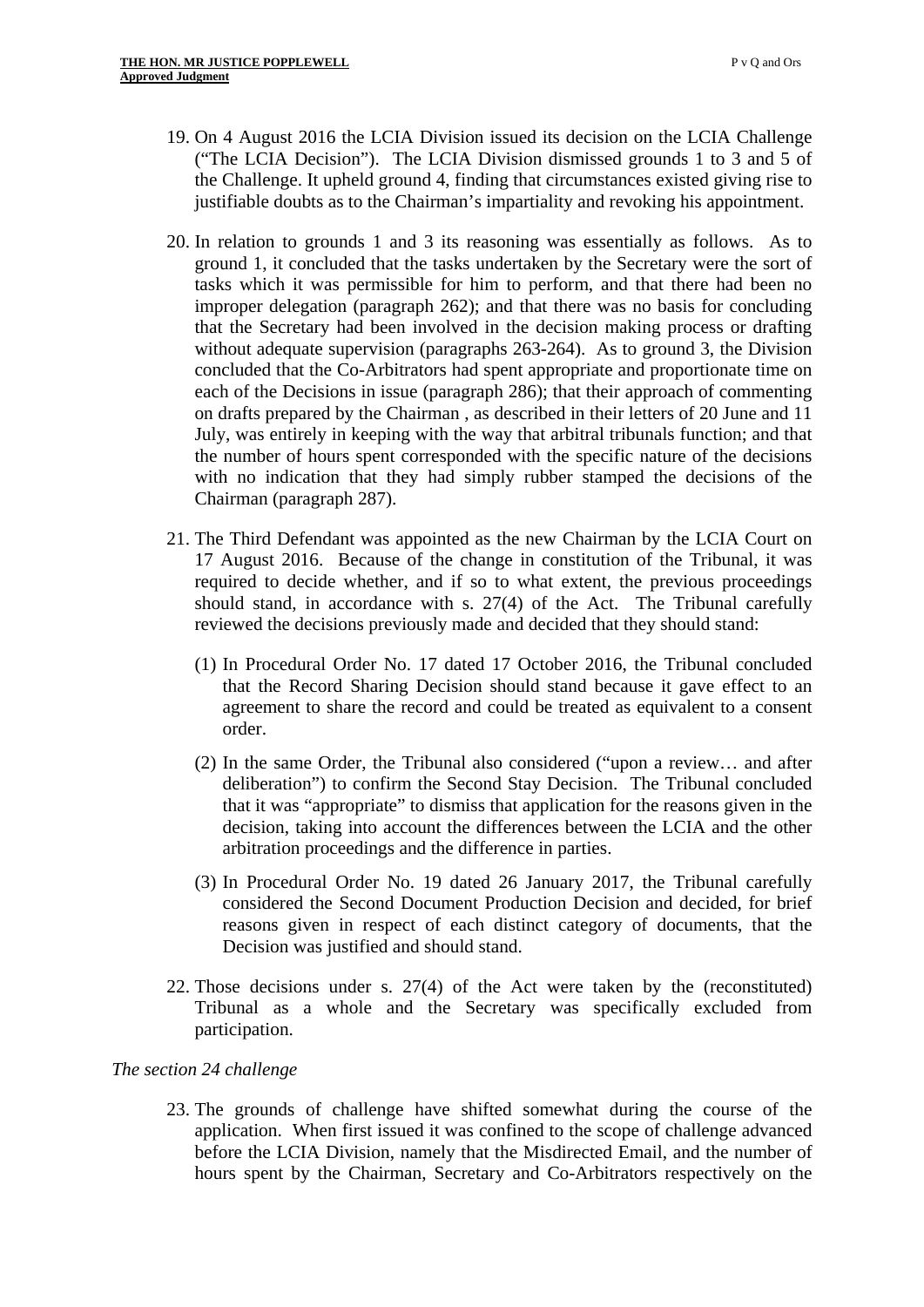19. On 4 August 2016 the LCIA Division issued its decision on the LCIA Challenge ("The LCIA Decision"). The LCIA Division dismissed grounds 1 to 3 and 5 of the Challenge. It upheld ground 4, finding that circumstances existed giving rise to justifiable doubts as to the Chairman's impartiality and revoking his appointment.

20. In relation to grounds 1 and 3 its reasoning was essentially as follows. As to ground 1, it concluded that the tasks undertaken by the Secretary were the sort of tasks which it was permissible for him to perform, and that there had been no improper delegation (paragraph 262); and that there was no basis for concluding that the Secretary had been involved in the decision making process or drafting without adequate supervision (paragraphs 263-264). As to ground 3, the Division concluded that the Co-Arbitrators had spent appropriate and proportionate time on each of the Decisions in issue (paragraph 286); that their approach of commenting on drafts prepared by the Chairman , as described in their letters of 20 June and 11 July, was entirely in keeping with the way that arbitral tribunals function; and that the number of hours spent corresponded with the specific nature of the decisions with no indication that they had simply rubber stamped the decisions of the Chairman (paragraph 287).

21. The Third Defendant was appointed as the new Chairman by the LCIA Court on 17 August 2016. Because of the change in constitution of the Tribunal, it was required to decide whether, and if so to what extent, the previous proceedings should stand, in accordance with s. 27(4) of the Act. The Tribunal carefully reviewed the decisions previously made and decided that they should stand:

    (1) In Procedural Order No. 17 dated 17 October 2016, the Tribunal concluded that the Record Sharing Decision should stand because it gave effect to an agreement to share the record and could be treated as equivalent to a consent order.

    (2) In the same Order, the Tribunal also considered ("upon a review… and after deliberation") to confirm the Second Stay Decision. The Tribunal concluded that it was "appropriate" to dismiss that application for the reasons given in the decision, taking into account the differences between the LCIA and the other arbitration proceedings and the difference in parties.

    (3) In Procedural Order No. 19 dated 26 January 2017, the Tribunal carefully considered the Second Document Production Decision and decided, for brief reasons given in respect of each distinct category of documents, that the Decision was justified and should stand.

22. Those decisions under s. 27(4) of the Act were taken by the (reconstituted) Tribunal as a whole and the Secretary was specifically excluded from participation.

*The section 24 challenge*

23. The grounds of challenge have shifted somewhat during the course of the application. When first issued it was confined to the scope of challenge advanced before the LCIA Division, namely that the Misdirected Email, and the number of hours spent by the Chairman, Secretary and Co-Arbitrators respectively on the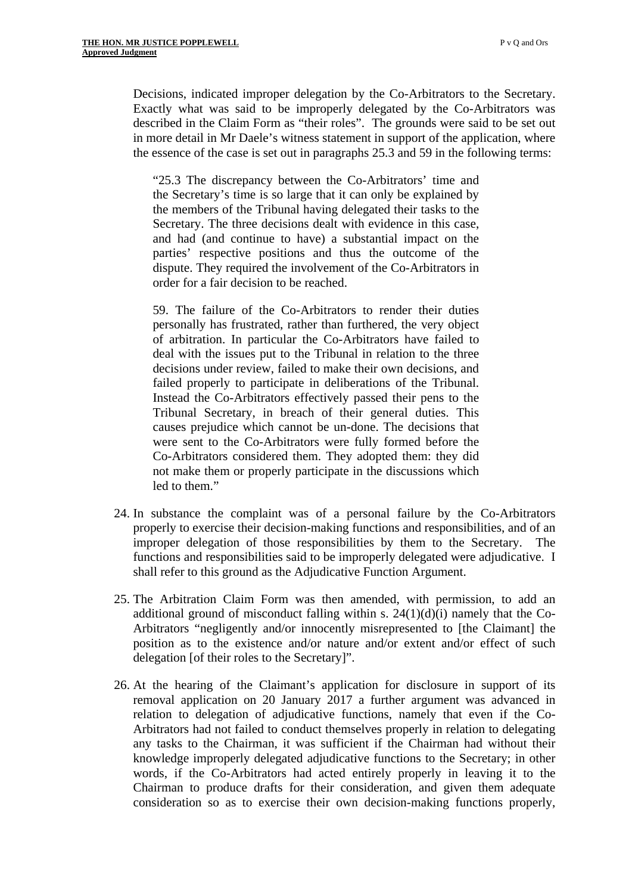Decisions, indicated improper delegation by the Co-Arbitrators to the Secretary. Exactly what was said to be improperly delegated by the Co-Arbitrators was described in the Claim Form as "their roles". The grounds were said to be set out in more detail in Mr Daele's witness statement in support of the application, where the essence of the case is set out in paragraphs 25.3 and 59 in the following terms:

> "25.3 The discrepancy between the Co-Arbitrators' time and the Secretary's time is so large that it can only be explained by the members of the Tribunal having delegated their tasks to the Secretary. The three decisions dealt with evidence in this case, and had (and continue to have) a substantial impact on the parties' respective positions and thus the outcome of the dispute. They required the involvement of the Co-Arbitrators in order for a fair decision to be reached.
>
> 59. The failure of the Co-Arbitrators to render their duties personally has frustrated, rather than furthered, the very object of arbitration. In particular the Co-Arbitrators have failed to deal with the issues put to the Tribunal in relation to the three decisions under review, failed to make their own decisions, and failed properly to participate in deliberations of the Tribunal. Instead the Co-Arbitrators effectively passed their pens to the Tribunal Secretary, in breach of their general duties. This causes prejudice which cannot be un-done. The decisions that were sent to the Co-Arbitrators were fully formed before the Co-Arbitrators considered them. They adopted them: they did not make them or properly participate in the discussions which led to them."

24. In substance the complaint was of a personal failure by the Co-Arbitrators properly to exercise their decision-making functions and responsibilities, and of an improper delegation of those responsibilities by them to the Secretary. The functions and responsibilities said to be improperly delegated were adjudicative. I shall refer to this ground as the Adjudicative Function Argument.

25. The Arbitration Claim Form was then amended, with permission, to add an additional ground of misconduct falling within s. 24(1)(d)(i) namely that the Co-Arbitrators "negligently and/or innocently misrepresented to [the Claimant] the position as to the existence and/or nature and/or extent and/or effect of such delegation [of their roles to the Secretary]".

26. At the hearing of the Claimant's application for disclosure in support of its removal application on 20 January 2017 a further argument was advanced in relation to delegation of adjudicative functions, namely that even if the Co-Arbitrators had not failed to conduct themselves properly in relation to delegating any tasks to the Chairman, it was sufficient if the Chairman had without their knowledge improperly delegated adjudicative functions to the Secretary; in other words, if the Co-Arbitrators had acted entirely properly in leaving it to the Chairman to produce drafts for their consideration, and given them adequate consideration so as to exercise their own decision-making functions properly,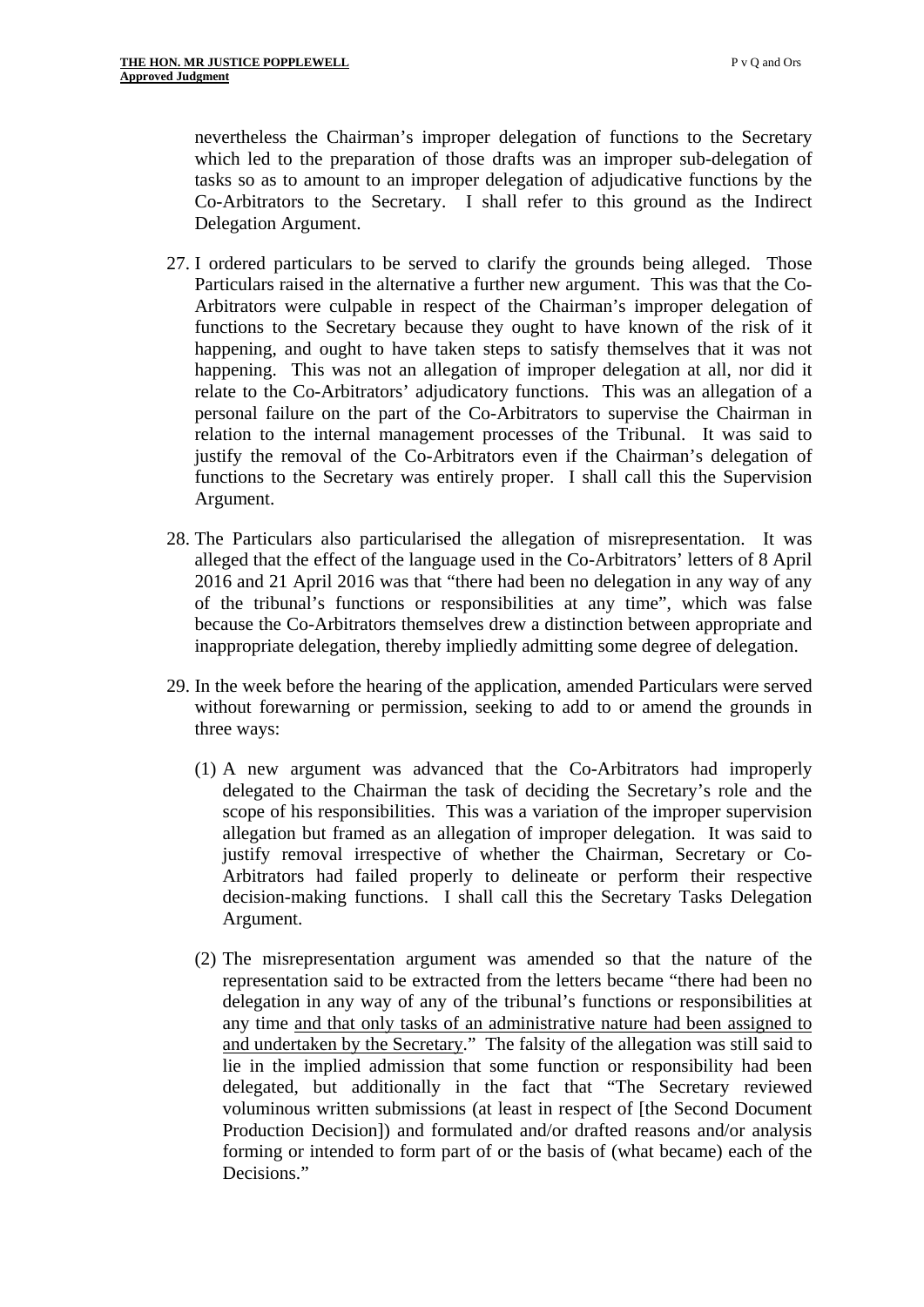nevertheless the Chairman's improper delegation of functions to the Secretary which led to the preparation of those drafts was an improper sub-delegation of tasks so as to amount to an improper delegation of adjudicative functions by the Co-Arbitrators to the Secretary. I shall refer to this ground as the Indirect Delegation Argument.

27. I ordered particulars to be served to clarify the grounds being alleged. Those Particulars raised in the alternative a further new argument. This was that the Co-Arbitrators were culpable in respect of the Chairman's improper delegation of functions to the Secretary because they ought to have known of the risk of it happening, and ought to have taken steps to satisfy themselves that it was not happening. This was not an allegation of improper delegation at all, nor did it relate to the Co-Arbitrators' adjudicatory functions. This was an allegation of a personal failure on the part of the Co-Arbitrators to supervise the Chairman in relation to the internal management processes of the Tribunal. It was said to justify the removal of the Co-Arbitrators even if the Chairman's delegation of functions to the Secretary was entirely proper. I shall call this the Supervision Argument.

28. The Particulars also particularised the allegation of misrepresentation. It was alleged that the effect of the language used in the Co-Arbitrators' letters of 8 April 2016 and 21 April 2016 was that "there had been no delegation in any way of any of the tribunal's functions or responsibilities at any time", which was false because the Co-Arbitrators themselves drew a distinction between appropriate and inappropriate delegation, thereby impliedly admitting some degree of delegation.

29. In the week before the hearing of the application, amended Particulars were served without forewarning or permission, seeking to add to or amend the grounds in three ways:

    (1) A new argument was advanced that the Co-Arbitrators had improperly delegated to the Chairman the task of deciding the Secretary's role and the scope of his responsibilities. This was a variation of the improper supervision allegation but framed as an allegation of improper delegation. It was said to justify removal irrespective of whether the Chairman, Secretary or Co-Arbitrators had failed properly to delineate or perform their respective decision-making functions. I shall call this the Secretary Tasks Delegation Argument.

    (2) The misrepresentation argument was amended so that the nature of the representation said to be extracted from the letters became "there had been no delegation in any way of any of the tribunal's functions or responsibilities at any time <u>and that only tasks of an administrative nature had been assigned to and undertaken by the Secretary</u>." The falsity of the allegation was still said to lie in the implied admission that some function or responsibility had been delegated, but additionally in the fact that "The Secretary reviewed voluminous written submissions (at least in respect of [the Second Document Production Decision]) and formulated and/or drafted reasons and/or analysis forming or intended to form part of or the basis of (what became) each of the Decisions."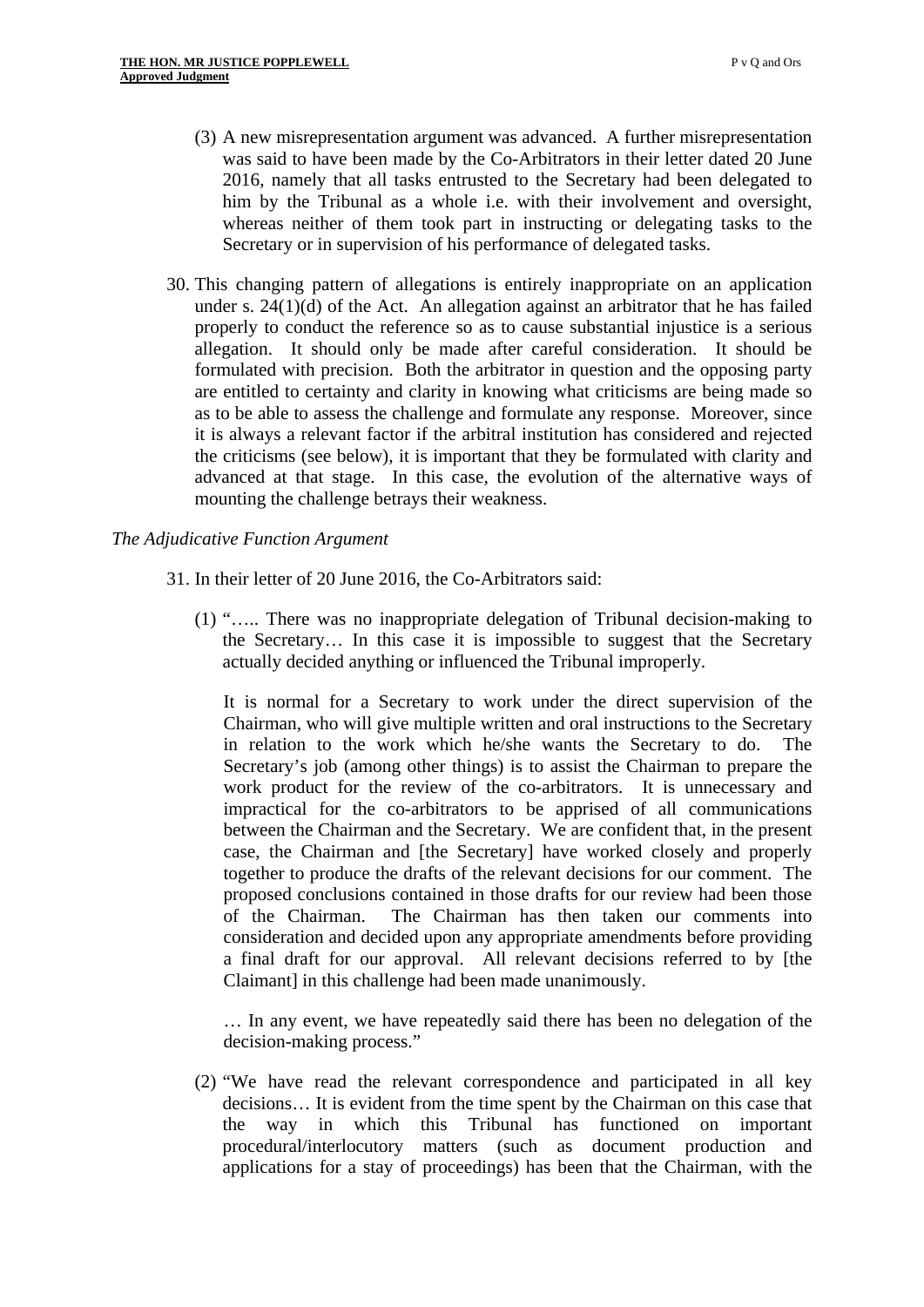(3) A new misrepresentation argument was advanced. A further misrepresentation was said to have been made by the Co-Arbitrators in their letter dated 20 June 2016, namely that all tasks entrusted to the Secretary had been delegated to him by the Tribunal as a whole i.e. with their involvement and oversight, whereas neither of them took part in instructing or delegating tasks to the Secretary or in supervision of his performance of delegated tasks.

30. This changing pattern of allegations is entirely inappropriate on an application under s. 24(1)(d) of the Act. An allegation against an arbitrator that he has failed properly to conduct the reference so as to cause substantial injustice is a serious allegation. It should only be made after careful consideration. It should be formulated with precision. Both the arbitrator in question and the opposing party are entitled to certainty and clarity in knowing what criticisms are being made so as to be able to assess the challenge and formulate any response. Moreover, since it is always a relevant factor if the arbitral institution has considered and rejected the criticisms (see below), it is important that they be formulated with clarity and advanced at that stage. In this case, the evolution of the alternative ways of mounting the challenge betrays their weakness.

*The Adjudicative Function Argument*

31. In their letter of 20 June 2016, the Co-Arbitrators said:

(1) "….. There was no inappropriate delegation of Tribunal decision-making to the Secretary… In this case it is impossible to suggest that the Secretary actually decided anything or influenced the Tribunal improperly.

It is normal for a Secretary to work under the direct supervision of the Chairman, who will give multiple written and oral instructions to the Secretary in relation to the work which he/she wants the Secretary to do. The Secretary's job (among other things) is to assist the Chairman to prepare the work product for the review of the co-arbitrators. It is unnecessary and impractical for the co-arbitrators to be apprised of all communications between the Chairman and the Secretary. We are confident that, in the present case, the Chairman and [the Secretary] have worked closely and properly together to produce the drafts of the relevant decisions for our comment. The proposed conclusions contained in those drafts for our review had been those of the Chairman. The Chairman has then taken our comments into consideration and decided upon any appropriate amendments before providing a final draft for our approval. All relevant decisions referred to by [the Claimant] in this challenge had been made unanimously.

… In any event, we have repeatedly said there has been no delegation of the decision-making process."

(2) "We have read the relevant correspondence and participated in all key decisions… It is evident from the time spent by the Chairman on this case that the way in which this Tribunal has functioned on important procedural/interlocutory matters (such as document production and applications for a stay of proceedings) has been that the Chairman, with the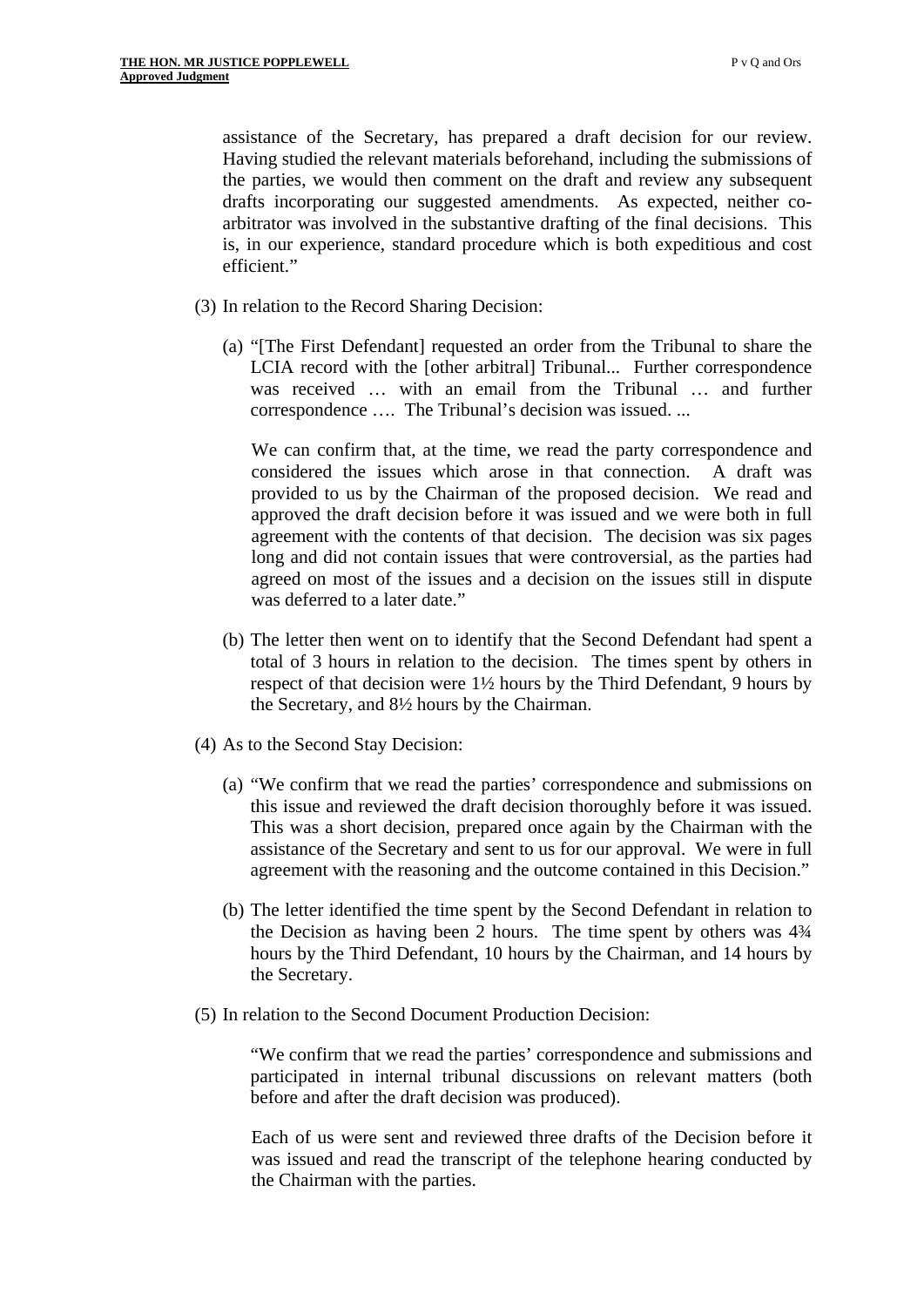assistance of the Secretary, has prepared a draft decision for our review. Having studied the relevant materials beforehand, including the submissions of the parties, we would then comment on the draft and review any subsequent drafts incorporating our suggested amendments. As expected, neither co-arbitrator was involved in the substantive drafting of the final decisions. This is, in our experience, standard procedure which is both expeditious and cost efficient."

(3) In relation to the Record Sharing Decision:

(a) "[The First Defendant] requested an order from the Tribunal to share the LCIA record with the [other arbitral] Tribunal... Further correspondence was received … with an email from the Tribunal … and further correspondence …. The Tribunal's decision was issued. ...

We can confirm that, at the time, we read the party correspondence and considered the issues which arose in that connection. A draft was provided to us by the Chairman of the proposed decision. We read and approved the draft decision before it was issued and we were both in full agreement with the contents of that decision. The decision was six pages long and did not contain issues that were controversial, as the parties had agreed on most of the issues and a decision on the issues still in dispute was deferred to a later date."

(b) The letter then went on to identify that the Second Defendant had spent a total of 3 hours in relation to the decision. The times spent by others in respect of that decision were 1½ hours by the Third Defendant, 9 hours by the Secretary, and 8½ hours by the Chairman.

(4) As to the Second Stay Decision:

(a) "We confirm that we read the parties' correspondence and submissions on this issue and reviewed the draft decision thoroughly before it was issued. This was a short decision, prepared once again by the Chairman with the assistance of the Secretary and sent to us for our approval. We were in full agreement with the reasoning and the outcome contained in this Decision."

(b) The letter identified the time spent by the Second Defendant in relation to the Decision as having been 2 hours. The time spent by others was 4¾ hours by the Third Defendant, 10 hours by the Chairman, and 14 hours by the Secretary.

(5) In relation to the Second Document Production Decision:

"We confirm that we read the parties' correspondence and submissions and participated in internal tribunal discussions on relevant matters (both before and after the draft decision was produced).

Each of us were sent and reviewed three drafts of the Decision before it was issued and read the transcript of the telephone hearing conducted by the Chairman with the parties.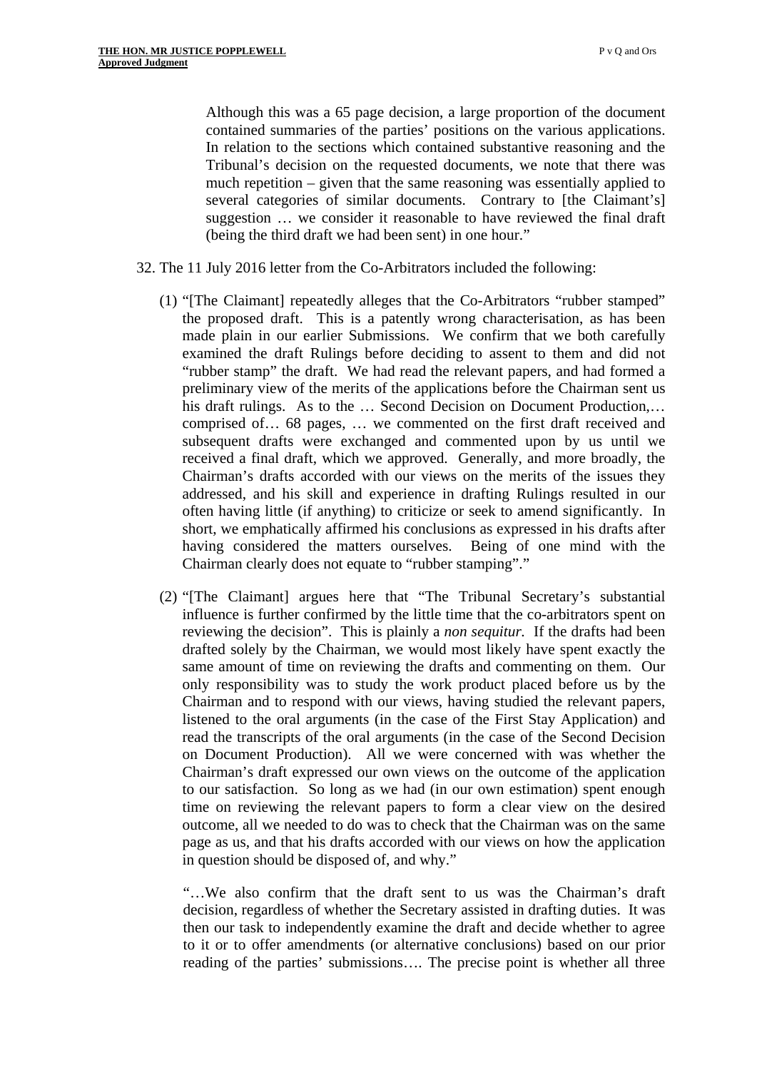> Although this was a 65 page decision, a large proportion of the document contained summaries of the parties' positions on the various applications. In relation to the sections which contained substantive reasoning and the Tribunal's decision on the requested documents, we note that there was much repetition – given that the same reasoning was essentially applied to several categories of similar documents. Contrary to [the Claimant's] suggestion … we consider it reasonable to have reviewed the final draft (being the third draft we had been sent) in one hour."

32. The 11 July 2016 letter from the Co-Arbitrators included the following:

    (1) "[The Claimant] repeatedly alleges that the Co-Arbitrators "rubber stamped" the proposed draft. This is a patently wrong characterisation, as has been made plain in our earlier Submissions. We confirm that we both carefully examined the draft Rulings before deciding to assent to them and did not "rubber stamp" the draft. We had read the relevant papers, and had formed a preliminary view of the merits of the applications before the Chairman sent us his draft rulings. As to the … Second Decision on Document Production,… comprised of… 68 pages, … we commented on the first draft received and subsequent drafts were exchanged and commented upon by us until we received a final draft, which we approved. Generally, and more broadly, the Chairman's drafts accorded with our views on the merits of the issues they addressed, and his skill and experience in drafting Rulings resulted in our often having little (if anything) to criticize or seek to amend significantly. In short, we emphatically affirmed his conclusions as expressed in his drafts after having considered the matters ourselves. Being of one mind with the Chairman clearly does not equate to "rubber stamping"."

    (2) "[The Claimant] argues here that "The Tribunal Secretary's substantial influence is further confirmed by the little time that the co-arbitrators spent on reviewing the decision". This is plainly a *non sequitur.* If the drafts had been drafted solely by the Chairman, we would most likely have spent exactly the same amount of time on reviewing the drafts and commenting on them. Our only responsibility was to study the work product placed before us by the Chairman and to respond with our views, having studied the relevant papers, listened to the oral arguments (in the case of the First Stay Application) and read the transcripts of the oral arguments (in the case of the Second Decision on Document Production). All we were concerned with was whether the Chairman's draft expressed our own views on the outcome of the application to our satisfaction. So long as we had (in our own estimation) spent enough time on reviewing the relevant papers to form a clear view on the desired outcome, all we needed to do was to check that the Chairman was on the same page as us, and that his drafts accorded with our views on how the application in question should be disposed of, and why."

        "…We also confirm that the draft sent to us was the Chairman's draft decision, regardless of whether the Secretary assisted in drafting duties. It was then our task to independently examine the draft and decide whether to agree to it or to offer amendments (or alternative conclusions) based on our prior reading of the parties' submissions…. The precise point is whether all three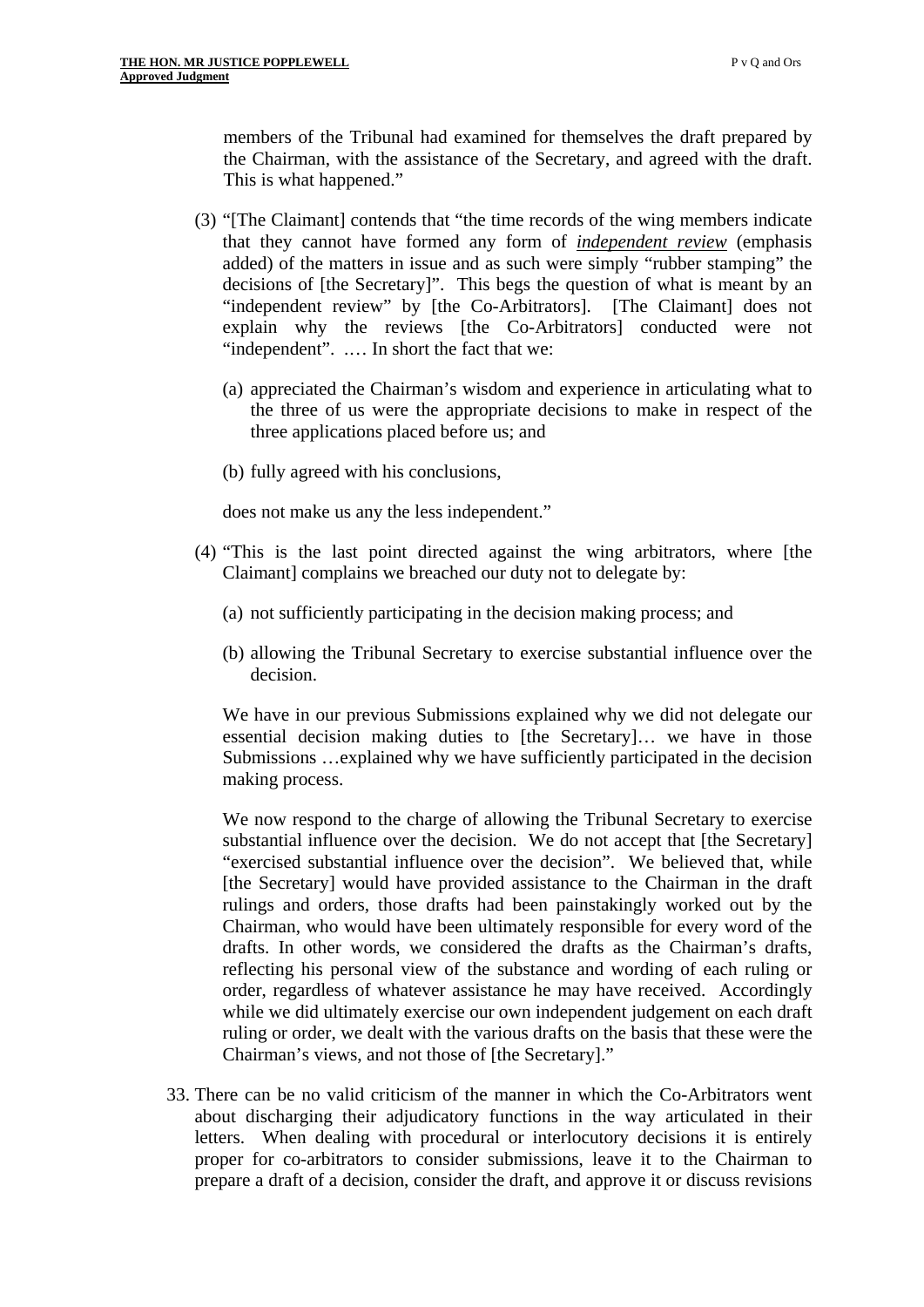members of the Tribunal had examined for themselves the draft prepared by the Chairman, with the assistance of the Secretary, and agreed with the draft. This is what happened."

(3) "[The Claimant] contends that "the time records of the wing members indicate that they cannot have formed any form of ***independent review*** (emphasis added) of the matters in issue and as such were simply "rubber stamping" the decisions of [the Secretary]". This begs the question of what is meant by an "independent review" by [the Co-Arbitrators]. [The Claimant] does not explain why the reviews [the Co-Arbitrators] conducted were not "independent". .… In short the fact that we:

(a) appreciated the Chairman's wisdom and experience in articulating what to the three of us were the appropriate decisions to make in respect of the three applications placed before us; and

(b) fully agreed with his conclusions,

does not make us any the less independent."

(4) "This is the last point directed against the wing arbitrators, where [the Claimant] complains we breached our duty not to delegate by:

(a) not sufficiently participating in the decision making process; and

(b) allowing the Tribunal Secretary to exercise substantial influence over the decision.

We have in our previous Submissions explained why we did not delegate our essential decision making duties to [the Secretary]… we have in those Submissions …explained why we have sufficiently participated in the decision making process.

We now respond to the charge of allowing the Tribunal Secretary to exercise substantial influence over the decision. We do not accept that [the Secretary] "exercised substantial influence over the decision". We believed that, while [the Secretary] would have provided assistance to the Chairman in the draft rulings and orders, those drafts had been painstakingly worked out by the Chairman, who would have been ultimately responsible for every word of the drafts. In other words, we considered the drafts as the Chairman's drafts, reflecting his personal view of the substance and wording of each ruling or order, regardless of whatever assistance he may have received. Accordingly while we did ultimately exercise our own independent judgement on each draft ruling or order, we dealt with the various drafts on the basis that these were the Chairman's views, and not those of [the Secretary]."

33. There can be no valid criticism of the manner in which the Co-Arbitrators went about discharging their adjudicatory functions in the way articulated in their letters. When dealing with procedural or interlocutory decisions it is entirely proper for co-arbitrators to consider submissions, leave it to the Chairman to prepare a draft of a decision, consider the draft, and approve it or discuss revisions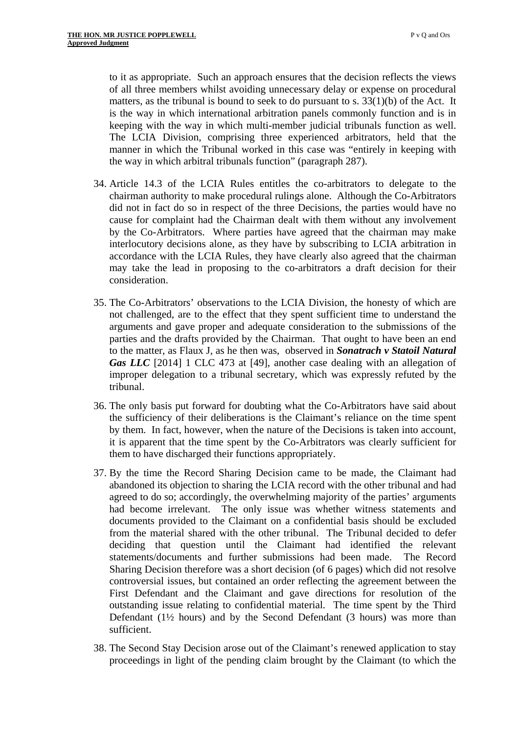to it as appropriate. Such an approach ensures that the decision reflects the views of all three members whilst avoiding unnecessary delay or expense on procedural matters, as the tribunal is bound to seek to do pursuant to s. 33(1)(b) of the Act. It is the way in which international arbitration panels commonly function and is in keeping with the way in which multi-member judicial tribunals function as well. The LCIA Division, comprising three experienced arbitrators, held that the manner in which the Tribunal worked in this case was "entirely in keeping with the way in which arbitral tribunals function" (paragraph 287).

34. Article 14.3 of the LCIA Rules entitles the co-arbitrators to delegate to the chairman authority to make procedural rulings alone. Although the Co-Arbitrators did not in fact do so in respect of the three Decisions, the parties would have no cause for complaint had the Chairman dealt with them without any involvement by the Co-Arbitrators. Where parties have agreed that the chairman may make interlocutory decisions alone, as they have by subscribing to LCIA arbitration in accordance with the LCIA Rules, they have clearly also agreed that the chairman may take the lead in proposing to the co-arbitrators a draft decision for their consideration.

35. The Co-Arbitrators' observations to the LCIA Division, the honesty of which are not challenged, are to the effect that they spent sufficient time to understand the arguments and gave proper and adequate consideration to the submissions of the parties and the drafts provided by the Chairman. That ought to have been an end to the matter, as Flaux J, as he then was, observed in ***Sonatrach v Statoil Natural Gas LLC*** [2014] 1 CLC 473 at [49], another case dealing with an allegation of improper delegation to a tribunal secretary, which was expressly refuted by the tribunal.

36. The only basis put forward for doubting what the Co-Arbitrators have said about the sufficiency of their deliberations is the Claimant's reliance on the time spent by them. In fact, however, when the nature of the Decisions is taken into account, it is apparent that the time spent by the Co-Arbitrators was clearly sufficient for them to have discharged their functions appropriately.

37. By the time the Record Sharing Decision came to be made, the Claimant had abandoned its objection to sharing the LCIA record with the other tribunal and had agreed to do so; accordingly, the overwhelming majority of the parties' arguments had become irrelevant. The only issue was whether witness statements and documents provided to the Claimant on a confidential basis should be excluded from the material shared with the other tribunal. The Tribunal decided to defer deciding that question until the Claimant had identified the relevant statements/documents and further submissions had been made. The Record Sharing Decision therefore was a short decision (of 6 pages) which did not resolve controversial issues, but contained an order reflecting the agreement between the First Defendant and the Claimant and gave directions for resolution of the outstanding issue relating to confidential material. The time spent by the Third Defendant (1½ hours) and by the Second Defendant (3 hours) was more than sufficient.

38. The Second Stay Decision arose out of the Claimant's renewed application to stay proceedings in light of the pending claim brought by the Claimant (to which the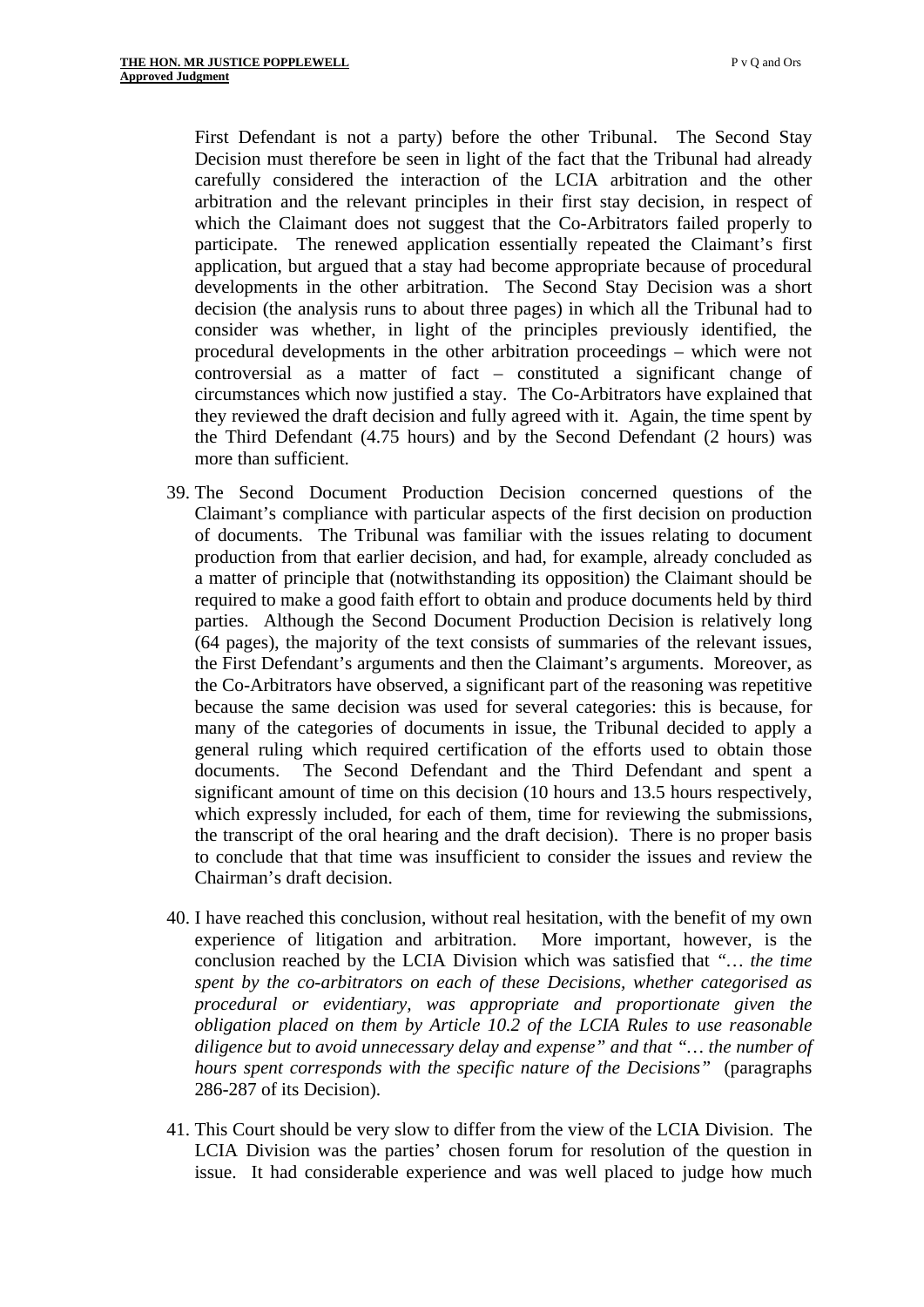First Defendant is not a party) before the other Tribunal. The Second Stay Decision must therefore be seen in light of the fact that the Tribunal had already carefully considered the interaction of the LCIA arbitration and the other arbitration and the relevant principles in their first stay decision, in respect of which the Claimant does not suggest that the Co-Arbitrators failed properly to participate. The renewed application essentially repeated the Claimant's first application, but argued that a stay had become appropriate because of procedural developments in the other arbitration. The Second Stay Decision was a short decision (the analysis runs to about three pages) in which all the Tribunal had to consider was whether, in light of the principles previously identified, the procedural developments in the other arbitration proceedings – which were not controversial as a matter of fact – constituted a significant change of circumstances which now justified a stay. The Co-Arbitrators have explained that they reviewed the draft decision and fully agreed with it. Again, the time spent by the Third Defendant (4.75 hours) and by the Second Defendant (2 hours) was more than sufficient.

39. The Second Document Production Decision concerned questions of the Claimant's compliance with particular aspects of the first decision on production of documents. The Tribunal was familiar with the issues relating to document production from that earlier decision, and had, for example, already concluded as a matter of principle that (notwithstanding its opposition) the Claimant should be required to make a good faith effort to obtain and produce documents held by third parties. Although the Second Document Production Decision is relatively long (64 pages), the majority of the text consists of summaries of the relevant issues, the First Defendant's arguments and then the Claimant's arguments. Moreover, as the Co-Arbitrators have observed, a significant part of the reasoning was repetitive because the same decision was used for several categories: this is because, for many of the categories of documents in issue, the Tribunal decided to apply a general ruling which required certification of the efforts used to obtain those documents. The Second Defendant and the Third Defendant and spent a significant amount of time on this decision (10 hours and 13.5 hours respectively, which expressly included, for each of them, time for reviewing the submissions, the transcript of the oral hearing and the draft decision). There is no proper basis to conclude that that time was insufficient to consider the issues and review the Chairman's draft decision.

40. I have reached this conclusion, without real hesitation, with the benefit of my own experience of litigation and arbitration. More important, however, is the conclusion reached by the LCIA Division which was satisfied that *"… the time spent by the co-arbitrators on each of these Decisions, whether categorised as procedural or evidentiary, was appropriate and proportionate given the obligation placed on them by Article 10.2 of the LCIA Rules to use reasonable diligence but to avoid unnecessary delay and expense"* and that *"… the number of hours spent corresponds with the specific nature of the Decisions"* (paragraphs 286-287 of its Decision).

41. This Court should be very slow to differ from the view of the LCIA Division. The LCIA Division was the parties' chosen forum for resolution of the question in issue. It had considerable experience and was well placed to judge how much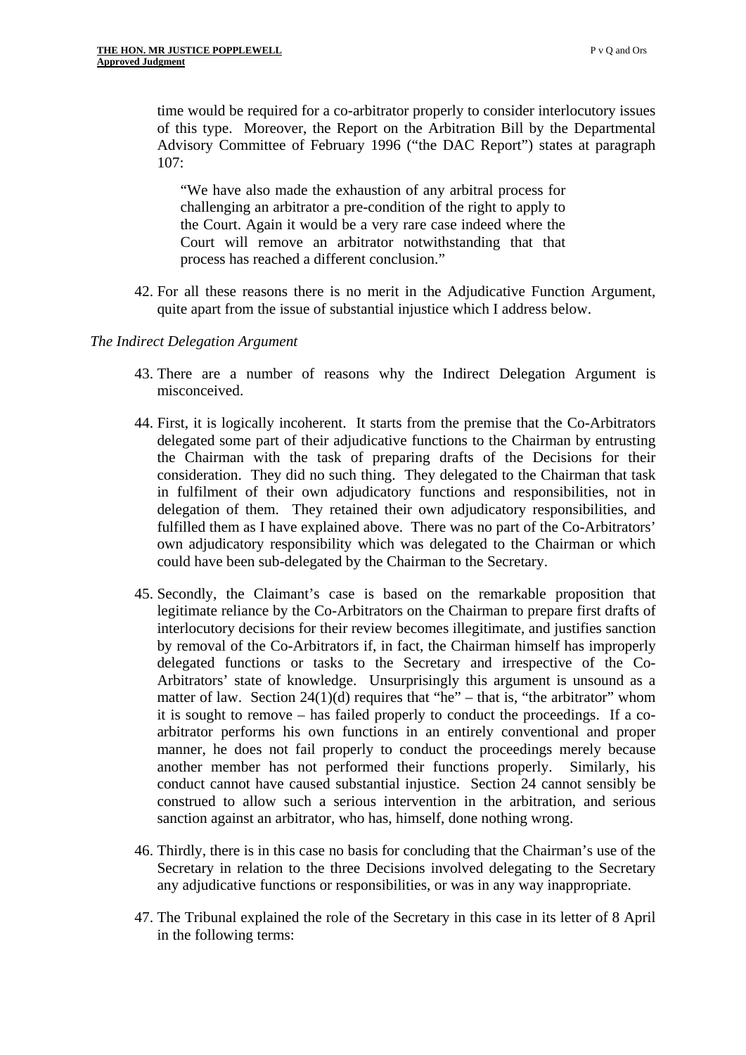time would be required for a co-arbitrator properly to consider interlocutory issues of this type. Moreover, the Report on the Arbitration Bill by the Departmental Advisory Committee of February 1996 ("the DAC Report") states at paragraph 107:

> "We have also made the exhaustion of any arbitral process for challenging an arbitrator a pre-condition of the right to apply to the Court. Again it would be a very rare case indeed where the Court will remove an arbitrator notwithstanding that that process has reached a different conclusion."

42. For all these reasons there is no merit in the Adjudicative Function Argument, quite apart from the issue of substantial injustice which I address below.

*The Indirect Delegation Argument*

43. There are a number of reasons why the Indirect Delegation Argument is misconceived.

44. First, it is logically incoherent. It starts from the premise that the Co-Arbitrators delegated some part of their adjudicative functions to the Chairman by entrusting the Chairman with the task of preparing drafts of the Decisions for their consideration. They did no such thing. They delegated to the Chairman that task in fulfilment of their own adjudicatory functions and responsibilities, not in delegation of them. They retained their own adjudicatory responsibilities, and fulfilled them as I have explained above. There was no part of the Co-Arbitrators' own adjudicatory responsibility which was delegated to the Chairman or which could have been sub-delegated by the Chairman to the Secretary.

45. Secondly, the Claimant's case is based on the remarkable proposition that legitimate reliance by the Co-Arbitrators on the Chairman to prepare first drafts of interlocutory decisions for their review becomes illegitimate, and justifies sanction by removal of the Co-Arbitrators if, in fact, the Chairman himself has improperly delegated functions or tasks to the Secretary and irrespective of the Co-Arbitrators' state of knowledge. Unsurprisingly this argument is unsound as a matter of law. Section 24(1)(d) requires that "he" – that is, "the arbitrator" whom it is sought to remove – has failed properly to conduct the proceedings. If a co-arbitrator performs his own functions in an entirely conventional and proper manner, he does not fail properly to conduct the proceedings merely because another member has not performed their functions properly. Similarly, his conduct cannot have caused substantial injustice. Section 24 cannot sensibly be construed to allow such a serious intervention in the arbitration, and serious sanction against an arbitrator, who has, himself, done nothing wrong.

46. Thirdly, there is in this case no basis for concluding that the Chairman's use of the Secretary in relation to the three Decisions involved delegating to the Secretary any adjudicative functions or responsibilities, or was in any way inappropriate.

47. The Tribunal explained the role of the Secretary in this case in its letter of 8 April in the following terms: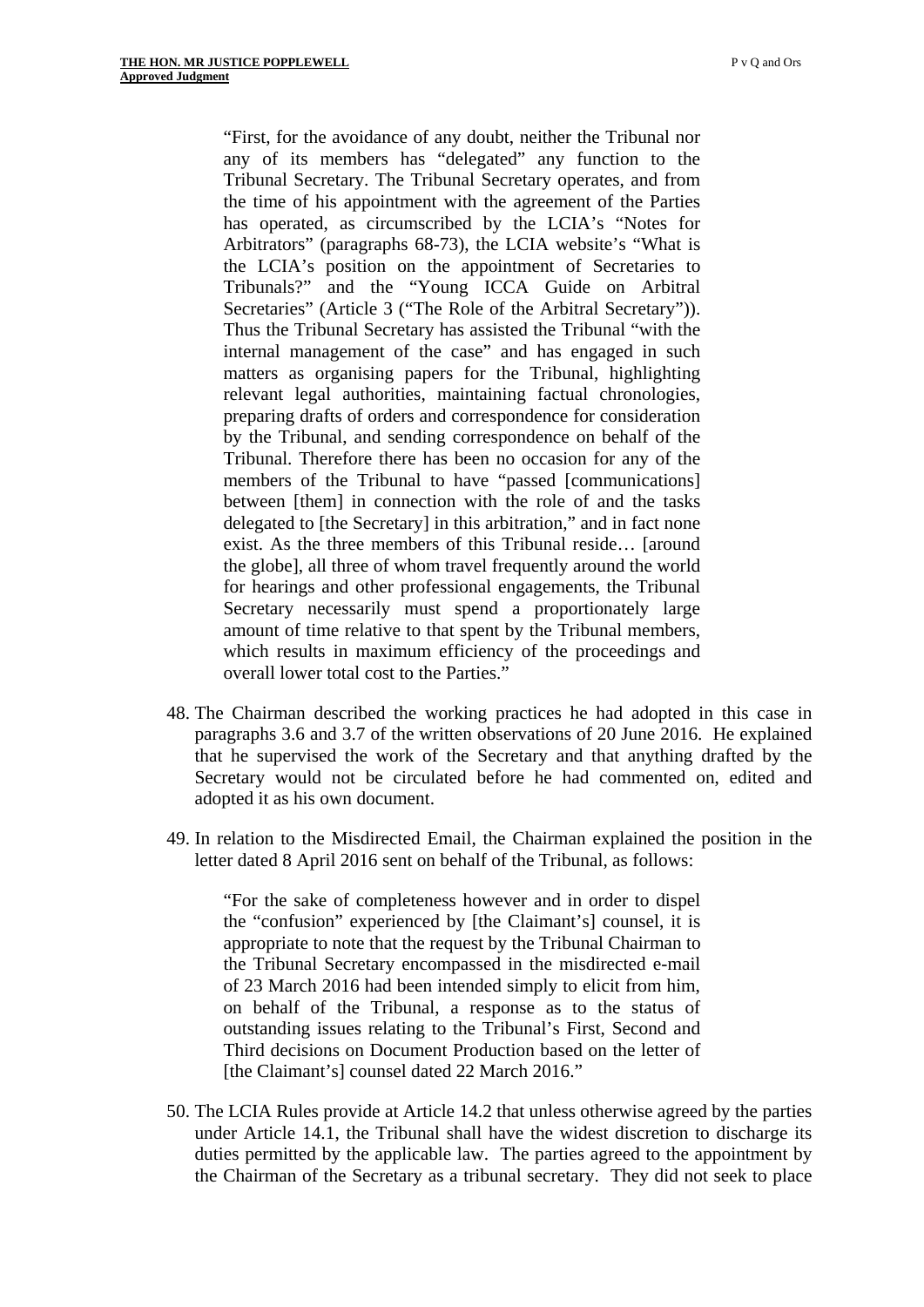> "First, for the avoidance of any doubt, neither the Tribunal nor any of its members has "delegated" any function to the Tribunal Secretary. The Tribunal Secretary operates, and from the time of his appointment with the agreement of the Parties has operated, as circumscribed by the LCIA's "Notes for Arbitrators" (paragraphs 68-73), the LCIA website's "What is the LCIA's position on the appointment of Secretaries to Tribunals?" and the "Young ICCA Guide on Arbitral Secretaries" (Article 3 ("The Role of the Arbitral Secretary")). Thus the Tribunal Secretary has assisted the Tribunal "with the internal management of the case" and has engaged in such matters as organising papers for the Tribunal, highlighting relevant legal authorities, maintaining factual chronologies, preparing drafts of orders and correspondence for consideration by the Tribunal, and sending correspondence on behalf of the Tribunal. Therefore there has been no occasion for any of the members of the Tribunal to have "passed [communications] between [them] in connection with the role of and the tasks delegated to [the Secretary] in this arbitration," and in fact none exist. As the three members of this Tribunal reside… [around the globe], all three of whom travel frequently around the world for hearings and other professional engagements, the Tribunal Secretary necessarily must spend a proportionately large amount of time relative to that spent by the Tribunal members, which results in maximum efficiency of the proceedings and overall lower total cost to the Parties."

48. The Chairman described the working practices he had adopted in this case in paragraphs 3.6 and 3.7 of the written observations of 20 June 2016. He explained that he supervised the work of the Secretary and that anything drafted by the Secretary would not be circulated before he had commented on, edited and adopted it as his own document.

49. In relation to the Misdirected Email, the Chairman explained the position in the letter dated 8 April 2016 sent on behalf of the Tribunal, as follows:

> "For the sake of completeness however and in order to dispel the "confusion" experienced by [the Claimant's] counsel, it is appropriate to note that the request by the Tribunal Chairman to the Tribunal Secretary encompassed in the misdirected e-mail of 23 March 2016 had been intended simply to elicit from him, on behalf of the Tribunal, a response as to the status of outstanding issues relating to the Tribunal's First, Second and Third decisions on Document Production based on the letter of [the Claimant's] counsel dated 22 March 2016."

50. The LCIA Rules provide at Article 14.2 that unless otherwise agreed by the parties under Article 14.1, the Tribunal shall have the widest discretion to discharge its duties permitted by the applicable law. The parties agreed to the appointment by the Chairman of the Secretary as a tribunal secretary. They did not seek to place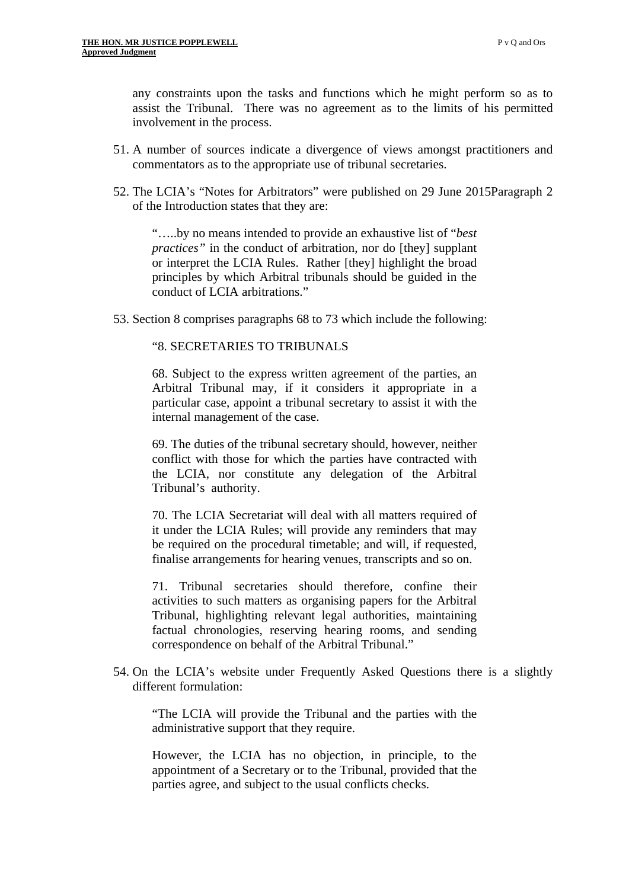any constraints upon the tasks and functions which he might perform so as to assist the Tribunal. There was no agreement as to the limits of his permitted involvement in the process.

51. A number of sources indicate a divergence of views amongst practitioners and commentators as to the appropriate use of tribunal secretaries.

52. The LCIA's "Notes for Arbitrators" were published on 29 June 2015Paragraph 2 of the Introduction states that they are:

> ".....by no means intended to provide an exhaustive list of "*best practices"* in the conduct of arbitration, nor do [they] supplant or interpret the LCIA Rules. Rather [they] highlight the broad principles by which Arbitral tribunals should be guided in the conduct of LCIA arbitrations."

53. Section 8 comprises paragraphs 68 to 73 which include the following:

> "8. SECRETARIES TO TRIBUNALS
>
> 68. Subject to the express written agreement of the parties, an Arbitral Tribunal may, if it considers it appropriate in a particular case, appoint a tribunal secretary to assist it with the internal management of the case.
>
> 69. The duties of the tribunal secretary should, however, neither conflict with those for which the parties have contracted with the LCIA, nor constitute any delegation of the Arbitral Tribunal's authority.
>
> 70. The LCIA Secretariat will deal with all matters required of it under the LCIA Rules; will provide any reminders that may be required on the procedural timetable; and will, if requested, finalise arrangements for hearing venues, transcripts and so on.
>
> 71. Tribunal secretaries should therefore, confine their activities to such matters as organising papers for the Arbitral Tribunal, highlighting relevant legal authorities, maintaining factual chronologies, reserving hearing rooms, and sending correspondence on behalf of the Arbitral Tribunal."

54. On the LCIA's website under Frequently Asked Questions there is a slightly different formulation:

> "The LCIA will provide the Tribunal and the parties with the administrative support that they require.
>
> However, the LCIA has no objection, in principle, to the appointment of a Secretary or to the Tribunal, provided that the parties agree, and subject to the usual conflicts checks.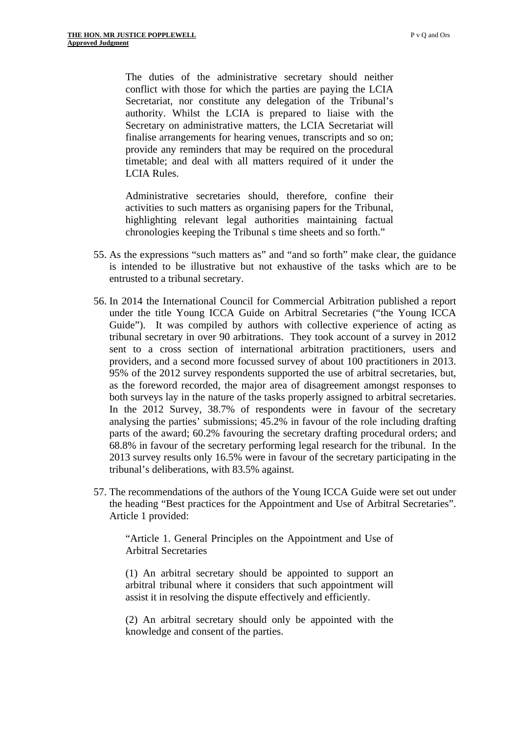> The duties of the administrative secretary should neither conflict with those for which the parties are paying the LCIA Secretariat, nor constitute any delegation of the Tribunal's authority. Whilst the LCIA is prepared to liaise with the Secretary on administrative matters, the LCIA Secretariat will finalise arrangements for hearing venues, transcripts and so on; provide any reminders that may be required on the procedural timetable; and deal with all matters required of it under the LCIA Rules.
>
> Administrative secretaries should, therefore, confine their activities to such matters as organising papers for the Tribunal, highlighting relevant legal authorities maintaining factual chronologies keeping the Tribunal s time sheets and so forth."

55. As the expressions "such matters as" and "and so forth" make clear, the guidance is intended to be illustrative but not exhaustive of the tasks which are to be entrusted to a tribunal secretary.

56. In 2014 the International Council for Commercial Arbitration published a report under the title Young ICCA Guide on Arbitral Secretaries ("the Young ICCA Guide"). It was compiled by authors with collective experience of acting as tribunal secretary in over 90 arbitrations. They took account of a survey in 2012 sent to a cross section of international arbitration practitioners, users and providers, and a second more focussed survey of about 100 practitioners in 2013. 95% of the 2012 survey respondents supported the use of arbitral secretaries, but, as the foreword recorded, the major area of disagreement amongst responses to both surveys lay in the nature of the tasks properly assigned to arbitral secretaries. In the 2012 Survey, 38.7% of respondents were in favour of the secretary analysing the parties' submissions; 45.2% in favour of the role including drafting parts of the award; 60.2% favouring the secretary drafting procedural orders; and 68.8% in favour of the secretary performing legal research for the tribunal. In the 2013 survey results only 16.5% were in favour of the secretary participating in the tribunal's deliberations, with 83.5% against.

57. The recommendations of the authors of the Young ICCA Guide were set out under the heading "Best practices for the Appointment and Use of Arbitral Secretaries". Article 1 provided:

> "Article 1. General Principles on the Appointment and Use of Arbitral Secretaries
>
> (1) An arbitral secretary should be appointed to support an arbitral tribunal where it considers that such appointment will assist it in resolving the dispute effectively and efficiently.
>
> (2) An arbitral secretary should only be appointed with the knowledge and consent of the parties.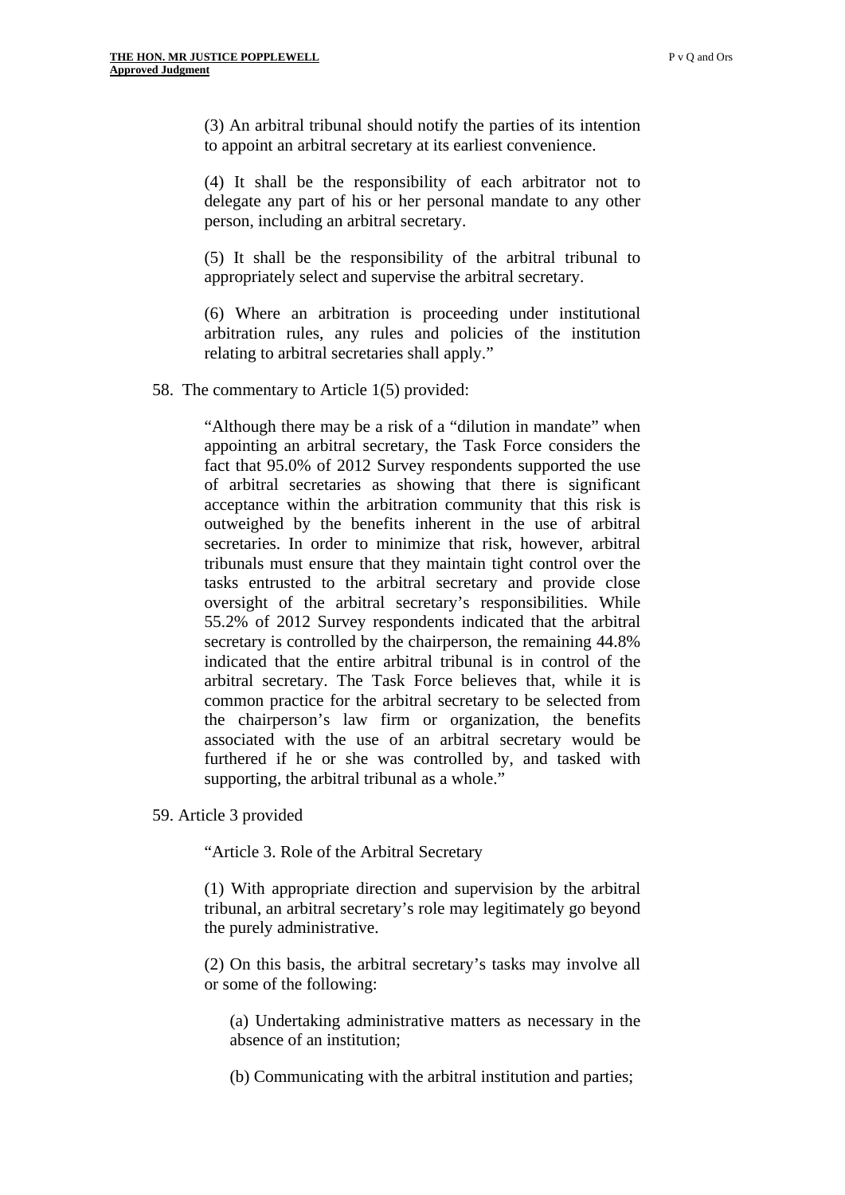> (3) An arbitral tribunal should notify the parties of its intention to appoint an arbitral secretary at its earliest convenience.
>
> (4) It shall be the responsibility of each arbitrator not to delegate any part of his or her personal mandate to any other person, including an arbitral secretary.
>
> (5) It shall be the responsibility of the arbitral tribunal to appropriately select and supervise the arbitral secretary.
>
> (6) Where an arbitration is proceeding under institutional arbitration rules, any rules and policies of the institution relating to arbitral secretaries shall apply."

58. The commentary to Article 1(5) provided:

> "Although there may be a risk of a "dilution in mandate" when appointing an arbitral secretary, the Task Force considers the fact that 95.0% of 2012 Survey respondents supported the use of arbitral secretaries as showing that there is significant acceptance within the arbitration community that this risk is outweighed by the benefits inherent in the use of arbitral secretaries. In order to minimize that risk, however, arbitral tribunals must ensure that they maintain tight control over the tasks entrusted to the arbitral secretary and provide close oversight of the arbitral secretary's responsibilities. While 55.2% of 2012 Survey respondents indicated that the arbitral secretary is controlled by the chairperson, the remaining 44.8% indicated that the entire arbitral tribunal is in control of the arbitral secretary. The Task Force believes that, while it is common practice for the arbitral secretary to be selected from the chairperson's law firm or organization, the benefits associated with the use of an arbitral secretary would be furthered if he or she was controlled by, and tasked with supporting, the arbitral tribunal as a whole."

59. Article 3 provided

> "Article 3. Role of the Arbitral Secretary
>
> (1) With appropriate direction and supervision by the arbitral tribunal, an arbitral secretary's role may legitimately go beyond the purely administrative.
>
> (2) On this basis, the arbitral secretary's tasks may involve all or some of the following:
>
> > (a) Undertaking administrative matters as necessary in the absence of an institution;
> >
> > (b) Communicating with the arbitral institution and parties;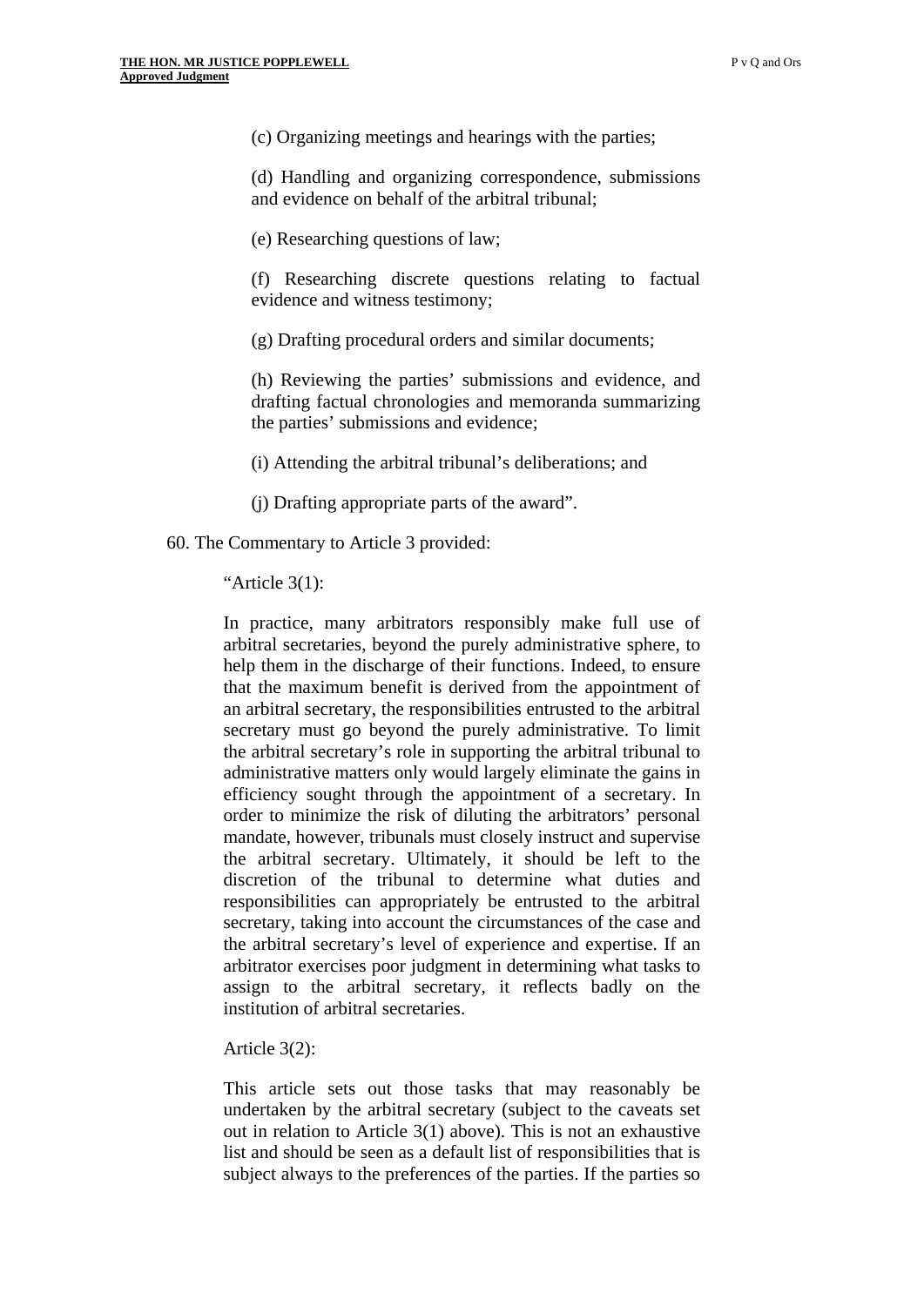(c) Organizing meetings and hearings with the parties;

(d) Handling and organizing correspondence, submissions and evidence on behalf of the arbitral tribunal;

(e) Researching questions of law;

(f) Researching discrete questions relating to factual evidence and witness testimony;

(g) Drafting procedural orders and similar documents;

(h) Reviewing the parties' submissions and evidence, and drafting factual chronologies and memoranda summarizing the parties' submissions and evidence;

(i) Attending the arbitral tribunal's deliberations; and

(j) Drafting appropriate parts of the award".

60. The Commentary to Article 3 provided:

> "Article 3(1):
>
> In practice, many arbitrators responsibly make full use of arbitral secretaries, beyond the purely administrative sphere, to help them in the discharge of their functions. Indeed, to ensure that the maximum benefit is derived from the appointment of an arbitral secretary, the responsibilities entrusted to the arbitral secretary must go beyond the purely administrative. To limit the arbitral secretary's role in supporting the arbitral tribunal to administrative matters only would largely eliminate the gains in efficiency sought through the appointment of a secretary. In order to minimize the risk of diluting the arbitrators' personal mandate, however, tribunals must closely instruct and supervise the arbitral secretary. Ultimately, it should be left to the discretion of the tribunal to determine what duties and responsibilities can appropriately be entrusted to the arbitral secretary, taking into account the circumstances of the case and the arbitral secretary's level of experience and expertise. If an arbitrator exercises poor judgment in determining what tasks to assign to the arbitral secretary, it reflects badly on the institution of arbitral secretaries.
>
> Article 3(2):
>
> This article sets out those tasks that may reasonably be undertaken by the arbitral secretary (subject to the caveats set out in relation to Article 3(1) above). This is not an exhaustive list and should be seen as a default list of responsibilities that is subject always to the preferences of the parties. If the parties so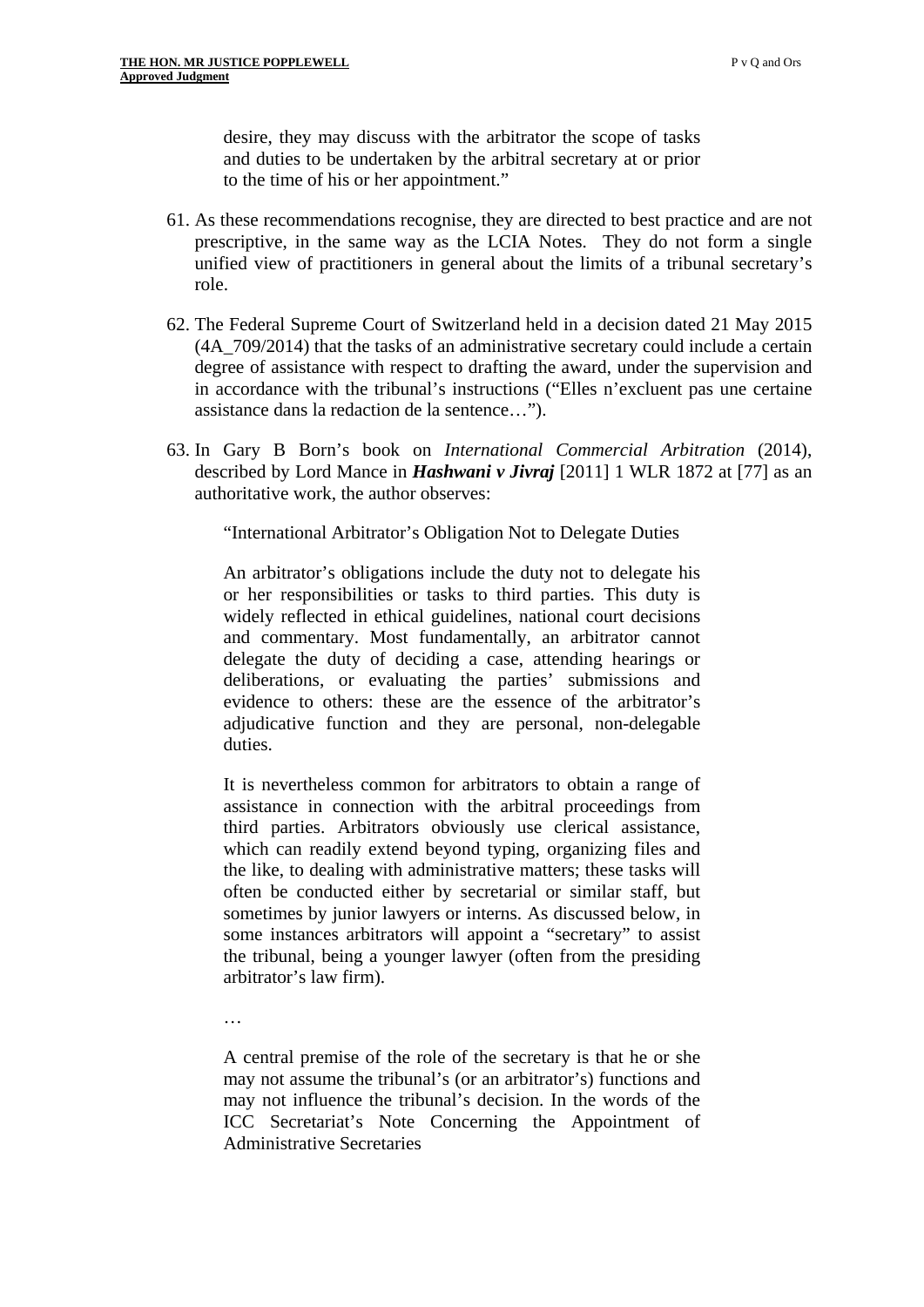desire, they may discuss with the arbitrator the scope of tasks and duties to be undertaken by the arbitral secretary at or prior to the time of his or her appointment."

61. As these recommendations recognise, they are directed to best practice and are not prescriptive, in the same way as the LCIA Notes. They do not form a single unified view of practitioners in general about the limits of a tribunal secretary's role.

62. The Federal Supreme Court of Switzerland held in a decision dated 21 May 2015 (4A_709/2014) that the tasks of an administrative secretary could include a certain degree of assistance with respect to drafting the award, under the supervision and in accordance with the tribunal's instructions ("Elles n'excluent pas une certaine assistance dans la redaction de la sentence…").

63. In Gary B Born's book on *International Commercial Arbitration* (2014), described by Lord Mance in ***Hashwani v Jivraj*** [2011] 1 WLR 1872 at [77] as an authoritative work, the author observes:

> "International Arbitrator's Obligation Not to Delegate Duties
>
> An arbitrator's obligations include the duty not to delegate his or her responsibilities or tasks to third parties. This duty is widely reflected in ethical guidelines, national court decisions and commentary. Most fundamentally, an arbitrator cannot delegate the duty of deciding a case, attending hearings or deliberations, or evaluating the parties' submissions and evidence to others: these are the essence of the arbitrator's adjudicative function and they are personal, non-delegable duties.
>
> It is nevertheless common for arbitrators to obtain a range of assistance in connection with the arbitral proceedings from third parties. Arbitrators obviously use clerical assistance, which can readily extend beyond typing, organizing files and the like, to dealing with administrative matters; these tasks will often be conducted either by secretarial or similar staff, but sometimes by junior lawyers or interns. As discussed below, in some instances arbitrators will appoint a "secretary" to assist the tribunal, being a younger lawyer (often from the presiding arbitrator's law firm).
>
> …
>
> A central premise of the role of the secretary is that he or she may not assume the tribunal's (or an arbitrator's) functions and may not influence the tribunal's decision. In the words of the ICC Secretariat's Note Concerning the Appointment of Administrative Secretaries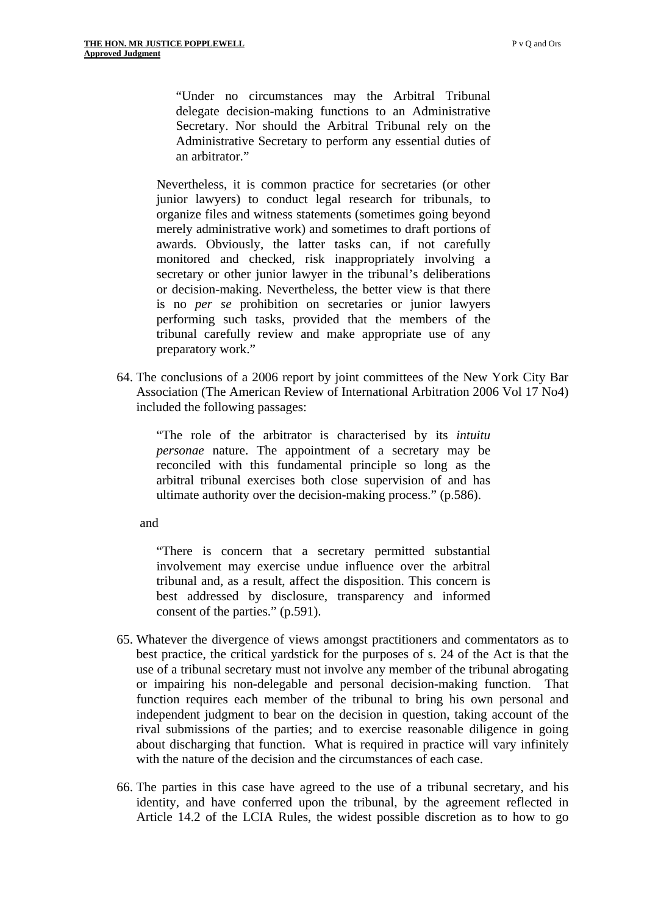> "Under no circumstances may the Arbitral Tribunal delegate decision-making functions to an Administrative Secretary. Nor should the Arbitral Tribunal rely on the Administrative Secretary to perform any essential duties of an arbitrator."
>
> Nevertheless, it is common practice for secretaries (or other junior lawyers) to conduct legal research for tribunals, to organize files and witness statements (sometimes going beyond merely administrative work) and sometimes to draft portions of awards. Obviously, the latter tasks can, if not carefully monitored and checked, risk inappropriately involving a secretary or other junior lawyer in the tribunal's deliberations or decision-making. Nevertheless, the better view is that there is no *per se* prohibition on secretaries or junior lawyers performing such tasks, provided that the members of the tribunal carefully review and make appropriate use of any preparatory work."

64. The conclusions of a 2006 report by joint committees of the New York City Bar Association (The American Review of International Arbitration 2006 Vol 17 No4) included the following passages:

> "The role of the arbitrator is characterised by its *intuitu personae* nature. The appointment of a secretary may be reconciled with this fundamental principle so long as the arbitral tribunal exercises both close supervision of and has ultimate authority over the decision-making process." (p.586).

and

> "There is concern that a secretary permitted substantial involvement may exercise undue influence over the arbitral tribunal and, as a result, affect the disposition. This concern is best addressed by disclosure, transparency and informed consent of the parties." (p.591).

65. Whatever the divergence of views amongst practitioners and commentators as to best practice, the critical yardstick for the purposes of s. 24 of the Act is that the use of a tribunal secretary must not involve any member of the tribunal abrogating or impairing his non-delegable and personal decision-making function. That function requires each member of the tribunal to bring his own personal and independent judgment to bear on the decision in question, taking account of the rival submissions of the parties; and to exercise reasonable diligence in going about discharging that function. What is required in practice will vary infinitely with the nature of the decision and the circumstances of each case.

66. The parties in this case have agreed to the use of a tribunal secretary, and his identity, and have conferred upon the tribunal, by the agreement reflected in Article 14.2 of the LCIA Rules, the widest possible discretion as to how to go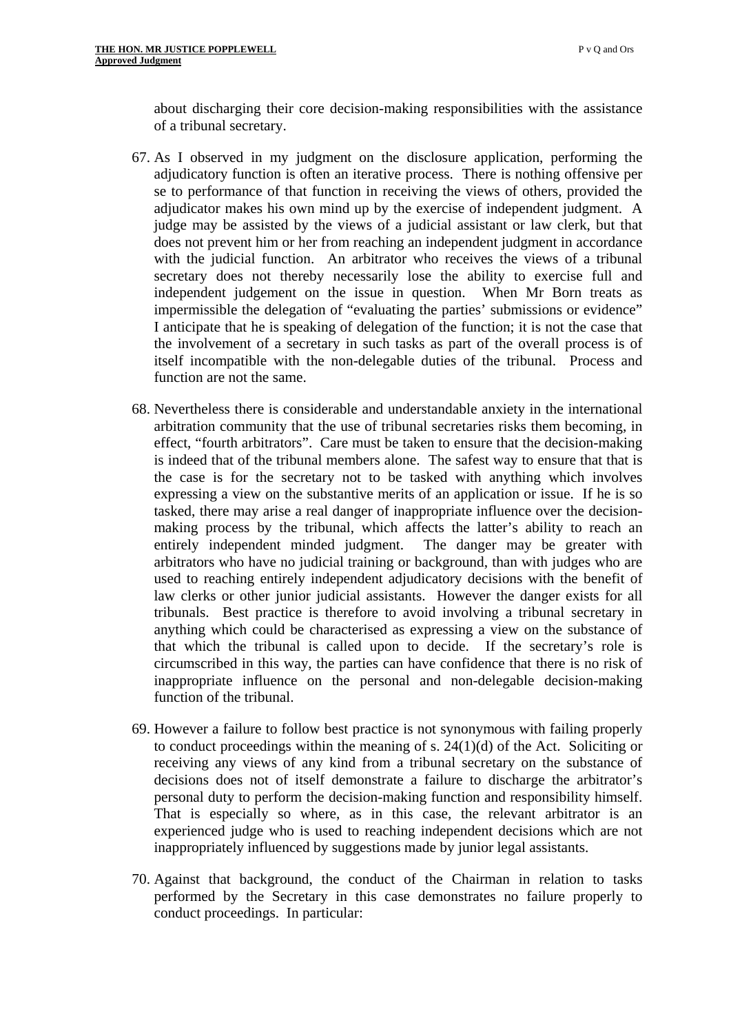about discharging their core decision-making responsibilities with the assistance of a tribunal secretary.

67. As I observed in my judgment on the disclosure application, performing the adjudicatory function is often an iterative process. There is nothing offensive per se to performance of that function in receiving the views of others, provided the adjudicator makes his own mind up by the exercise of independent judgment. A judge may be assisted by the views of a judicial assistant or law clerk, but that does not prevent him or her from reaching an independent judgment in accordance with the judicial function. An arbitrator who receives the views of a tribunal secretary does not thereby necessarily lose the ability to exercise full and independent judgement on the issue in question. When Mr Born treats as impermissible the delegation of "evaluating the parties' submissions or evidence" I anticipate that he is speaking of delegation of the function; it is not the case that the involvement of a secretary in such tasks as part of the overall process is of itself incompatible with the non-delegable duties of the tribunal. Process and function are not the same.

68. Nevertheless there is considerable and understandable anxiety in the international arbitration community that the use of tribunal secretaries risks them becoming, in effect, "fourth arbitrators". Care must be taken to ensure that the decision-making is indeed that of the tribunal members alone. The safest way to ensure that that is the case is for the secretary not to be tasked with anything which involves expressing a view on the substantive merits of an application or issue. If he is so tasked, there may arise a real danger of inappropriate influence over the decision-making process by the tribunal, which affects the latter's ability to reach an entirely independent minded judgment. The danger may be greater with arbitrators who have no judicial training or background, than with judges who are used to reaching entirely independent adjudicatory decisions with the benefit of law clerks or other junior judicial assistants. However the danger exists for all tribunals. Best practice is therefore to avoid involving a tribunal secretary in anything which could be characterised as expressing a view on the substance of that which the tribunal is called upon to decide. If the secretary's role is circumscribed in this way, the parties can have confidence that there is no risk of inappropriate influence on the personal and non-delegable decision-making function of the tribunal.

69. However a failure to follow best practice is not synonymous with failing properly to conduct proceedings within the meaning of s. 24(1)(d) of the Act. Soliciting or receiving any views of any kind from a tribunal secretary on the substance of decisions does not of itself demonstrate a failure to discharge the arbitrator's personal duty to perform the decision-making function and responsibility himself. That is especially so where, as in this case, the relevant arbitrator is an experienced judge who is used to reaching independent decisions which are not inappropriately influenced by suggestions made by junior legal assistants.

70. Against that background, the conduct of the Chairman in relation to tasks performed by the Secretary in this case demonstrates no failure properly to conduct proceedings. In particular: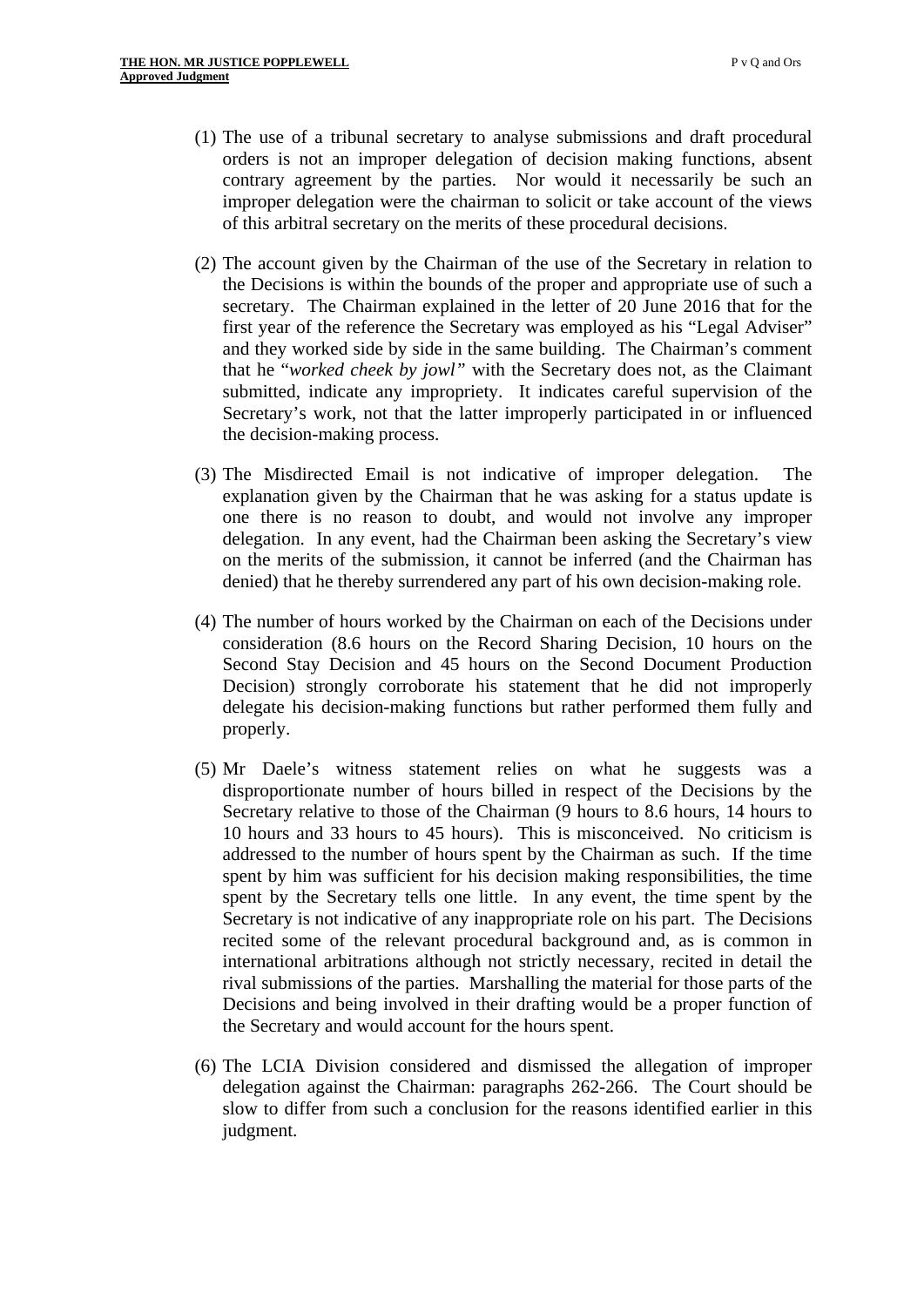(1) The use of a tribunal secretary to analyse submissions and draft procedural orders is not an improper delegation of decision making functions, absent contrary agreement by the parties. Nor would it necessarily be such an improper delegation were the chairman to solicit or take account of the views of this arbitral secretary on the merits of these procedural decisions.

(2) The account given by the Chairman of the use of the Secretary in relation to the Decisions is within the bounds of the proper and appropriate use of such a secretary. The Chairman explained in the letter of 20 June 2016 that for the first year of the reference the Secretary was employed as his "Legal Adviser" and they worked side by side in the same building. The Chairman's comment that he "*worked cheek by jowl*" with the Secretary does not, as the Claimant submitted, indicate any impropriety. It indicates careful supervision of the Secretary's work, not that the latter improperly participated in or influenced the decision-making process.

(3) The Misdirected Email is not indicative of improper delegation. The explanation given by the Chairman that he was asking for a status update is one there is no reason to doubt, and would not involve any improper delegation. In any event, had the Chairman been asking the Secretary's view on the merits of the submission, it cannot be inferred (and the Chairman has denied) that he thereby surrendered any part of his own decision-making role.

(4) The number of hours worked by the Chairman on each of the Decisions under consideration (8.6 hours on the Record Sharing Decision, 10 hours on the Second Stay Decision and 45 hours on the Second Document Production Decision) strongly corroborate his statement that he did not improperly delegate his decision-making functions but rather performed them fully and properly.

(5) Mr Daele's witness statement relies on what he suggests was a disproportionate number of hours billed in respect of the Decisions by the Secretary relative to those of the Chairman (9 hours to 8.6 hours, 14 hours to 10 hours and 33 hours to 45 hours). This is misconceived. No criticism is addressed to the number of hours spent by the Chairman as such. If the time spent by him was sufficient for his decision making responsibilities, the time spent by the Secretary tells one little. In any event, the time spent by the Secretary is not indicative of any inappropriate role on his part. The Decisions recited some of the relevant procedural background and, as is common in international arbitrations although not strictly necessary, recited in detail the rival submissions of the parties. Marshalling the material for those parts of the Decisions and being involved in their drafting would be a proper function of the Secretary and would account for the hours spent.

(6) The LCIA Division considered and dismissed the allegation of improper delegation against the Chairman: paragraphs 262-266. The Court should be slow to differ from such a conclusion for the reasons identified earlier in this judgment.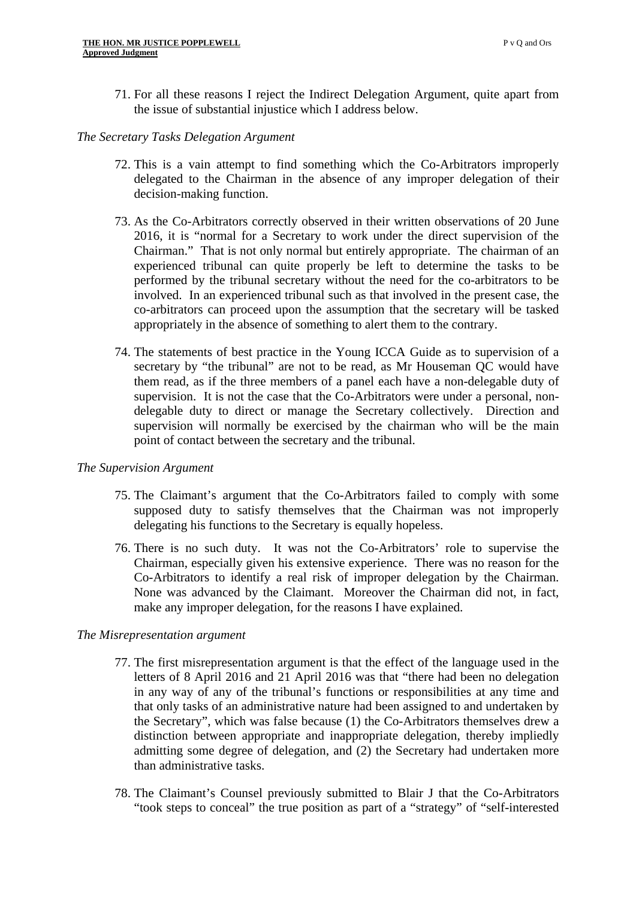71. For all these reasons I reject the Indirect Delegation Argument, quite apart from the issue of substantial injustice which I address below.

*The Secretary Tasks Delegation Argument*

72. This is a vain attempt to find something which the Co-Arbitrators improperly delegated to the Chairman in the absence of any improper delegation of their decision-making function.

73. As the Co-Arbitrators correctly observed in their written observations of 20 June 2016, it is "normal for a Secretary to work under the direct supervision of the Chairman." That is not only normal but entirely appropriate. The chairman of an experienced tribunal can quite properly be left to determine the tasks to be performed by the tribunal secretary without the need for the co-arbitrators to be involved. In an experienced tribunal such as that involved in the present case, the co-arbitrators can proceed upon the assumption that the secretary will be tasked appropriately in the absence of something to alert them to the contrary.

74. The statements of best practice in the Young ICCA Guide as to supervision of a secretary by "the tribunal" are not to be read, as Mr Houseman QC would have them read, as if the three members of a panel each have a non-delegable duty of supervision. It is not the case that the Co-Arbitrators were under a personal, non-delegable duty to direct or manage the Secretary collectively. Direction and supervision will normally be exercised by the chairman who will be the main point of contact between the secretary and the tribunal.

*The Supervision Argument*

75. The Claimant's argument that the Co-Arbitrators failed to comply with some supposed duty to satisfy themselves that the Chairman was not improperly delegating his functions to the Secretary is equally hopeless.

76. There is no such duty. It was not the Co-Arbitrators' role to supervise the Chairman, especially given his extensive experience. There was no reason for the Co-Arbitrators to identify a real risk of improper delegation by the Chairman. None was advanced by the Claimant. Moreover the Chairman did not, in fact, make any improper delegation, for the reasons I have explained.

*The Misrepresentation argument*

77. The first misrepresentation argument is that the effect of the language used in the letters of 8 April 2016 and 21 April 2016 was that "there had been no delegation in any way of any of the tribunal's functions or responsibilities at any time and that only tasks of an administrative nature had been assigned to and undertaken by the Secretary", which was false because (1) the Co-Arbitrators themselves drew a distinction between appropriate and inappropriate delegation, thereby impliedly admitting some degree of delegation, and (2) the Secretary had undertaken more than administrative tasks.

78. The Claimant's Counsel previously submitted to Blair J that the Co-Arbitrators "took steps to conceal" the true position as part of a "strategy" of "self-interested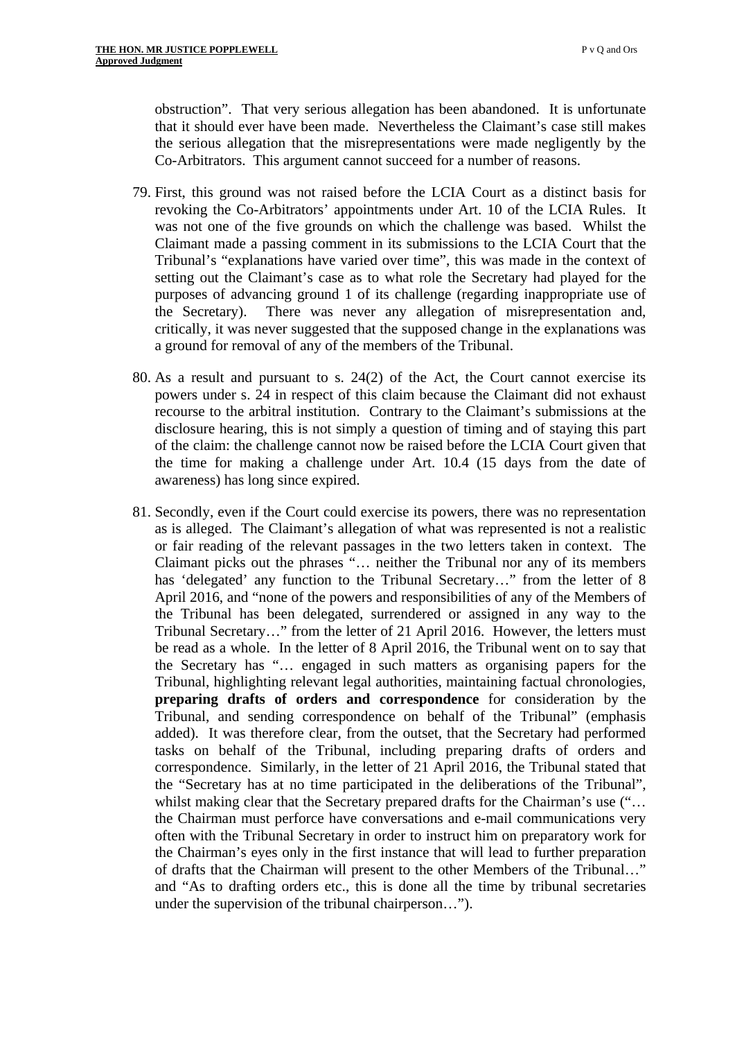obstruction". That very serious allegation has been abandoned. It is unfortunate that it should ever have been made. Nevertheless the Claimant's case still makes the serious allegation that the misrepresentations were made negligently by the Co-Arbitrators. This argument cannot succeed for a number of reasons.

79. First, this ground was not raised before the LCIA Court as a distinct basis for revoking the Co-Arbitrators' appointments under Art. 10 of the LCIA Rules. It was not one of the five grounds on which the challenge was based. Whilst the Claimant made a passing comment in its submissions to the LCIA Court that the Tribunal's "explanations have varied over time", this was made in the context of setting out the Claimant's case as to what role the Secretary had played for the purposes of advancing ground 1 of its challenge (regarding inappropriate use of the Secretary). There was never any allegation of misrepresentation and, critically, it was never suggested that the supposed change in the explanations was a ground for removal of any of the members of the Tribunal.

80. As a result and pursuant to s. 24(2) of the Act, the Court cannot exercise its powers under s. 24 in respect of this claim because the Claimant did not exhaust recourse to the arbitral institution. Contrary to the Claimant's submissions at the disclosure hearing, this is not simply a question of timing and of staying this part of the claim: the challenge cannot now be raised before the LCIA Court given that the time for making a challenge under Art. 10.4 (15 days from the date of awareness) has long since expired.

81. Secondly, even if the Court could exercise its powers, there was no representation as is alleged. The Claimant's allegation of what was represented is not a realistic or fair reading of the relevant passages in the two letters taken in context. The Claimant picks out the phrases "… neither the Tribunal nor any of its members has 'delegated' any function to the Tribunal Secretary…" from the letter of 8 April 2016, and "none of the powers and responsibilities of any of the Members of the Tribunal has been delegated, surrendered or assigned in any way to the Tribunal Secretary…" from the letter of 21 April 2016. However, the letters must be read as a whole. In the letter of 8 April 2016, the Tribunal went on to say that the Secretary has "… engaged in such matters as organising papers for the Tribunal, highlighting relevant legal authorities, maintaining factual chronologies, **preparing drafts of orders and correspondence** for consideration by the Tribunal, and sending correspondence on behalf of the Tribunal" (emphasis added). It was therefore clear, from the outset, that the Secretary had performed tasks on behalf of the Tribunal, including preparing drafts of orders and correspondence. Similarly, in the letter of 21 April 2016, the Tribunal stated that the "Secretary has at no time participated in the deliberations of the Tribunal", whilst making clear that the Secretary prepared drafts for the Chairman's use ("… the Chairman must perforce have conversations and e-mail communications very often with the Tribunal Secretary in order to instruct him on preparatory work for the Chairman's eyes only in the first instance that will lead to further preparation of drafts that the Chairman will present to the other Members of the Tribunal…" and "As to drafting orders etc., this is done all the time by tribunal secretaries under the supervision of the tribunal chairperson…").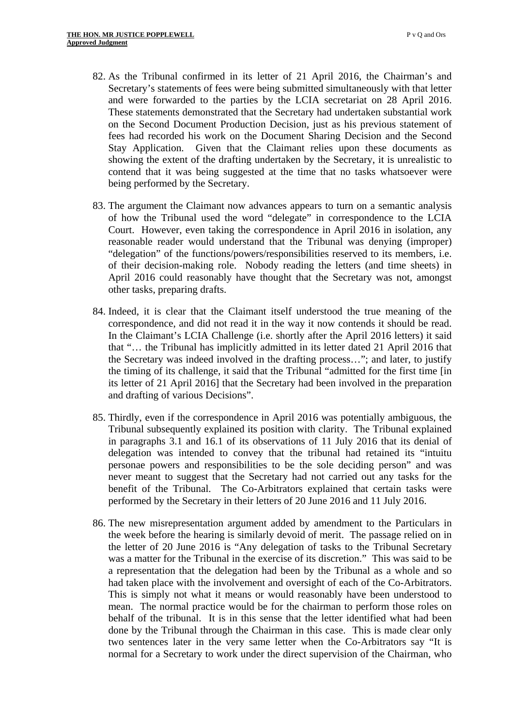82. As the Tribunal confirmed in its letter of 21 April 2016, the Chairman's and Secretary's statements of fees were being submitted simultaneously with that letter and were forwarded to the parties by the LCIA secretariat on 28 April 2016. These statements demonstrated that the Secretary had undertaken substantial work on the Second Document Production Decision, just as his previous statement of fees had recorded his work on the Document Sharing Decision and the Second Stay Application. Given that the Claimant relies upon these documents as showing the extent of the drafting undertaken by the Secretary, it is unrealistic to contend that it was being suggested at the time that no tasks whatsoever were being performed by the Secretary.

83. The argument the Claimant now advances appears to turn on a semantic analysis of how the Tribunal used the word "delegate" in correspondence to the LCIA Court. However, even taking the correspondence in April 2016 in isolation, any reasonable reader would understand that the Tribunal was denying (improper) "delegation" of the functions/powers/responsibilities reserved to its members, i.e. of their decision-making role. Nobody reading the letters (and time sheets) in April 2016 could reasonably have thought that the Secretary was not, amongst other tasks, preparing drafts.

84. Indeed, it is clear that the Claimant itself understood the true meaning of the correspondence, and did not read it in the way it now contends it should be read. In the Claimant's LCIA Challenge (i.e. shortly after the April 2016 letters) it said that "… the Tribunal has implicitly admitted in its letter dated 21 April 2016 that the Secretary was indeed involved in the drafting process…"; and later, to justify the timing of its challenge, it said that the Tribunal "admitted for the first time [in its letter of 21 April 2016] that the Secretary had been involved in the preparation and drafting of various Decisions".

85. Thirdly, even if the correspondence in April 2016 was potentially ambiguous, the Tribunal subsequently explained its position with clarity. The Tribunal explained in paragraphs 3.1 and 16.1 of its observations of 11 July 2016 that its denial of delegation was intended to convey that the tribunal had retained its "intuitu personae powers and responsibilities to be the sole deciding person" and was never meant to suggest that the Secretary had not carried out any tasks for the benefit of the Tribunal. The Co-Arbitrators explained that certain tasks were performed by the Secretary in their letters of 20 June 2016 and 11 July 2016.

86. The new misrepresentation argument added by amendment to the Particulars in the week before the hearing is similarly devoid of merit. The passage relied on in the letter of 20 June 2016 is "Any delegation of tasks to the Tribunal Secretary was a matter for the Tribunal in the exercise of its discretion." This was said to be a representation that the delegation had been by the Tribunal as a whole and so had taken place with the involvement and oversight of each of the Co-Arbitrators. This is simply not what it means or would reasonably have been understood to mean. The normal practice would be for the chairman to perform those roles on behalf of the tribunal. It is in this sense that the letter identified what had been done by the Tribunal through the Chairman in this case. This is made clear only two sentences later in the very same letter when the Co-Arbitrators say "It is normal for a Secretary to work under the direct supervision of the Chairman, who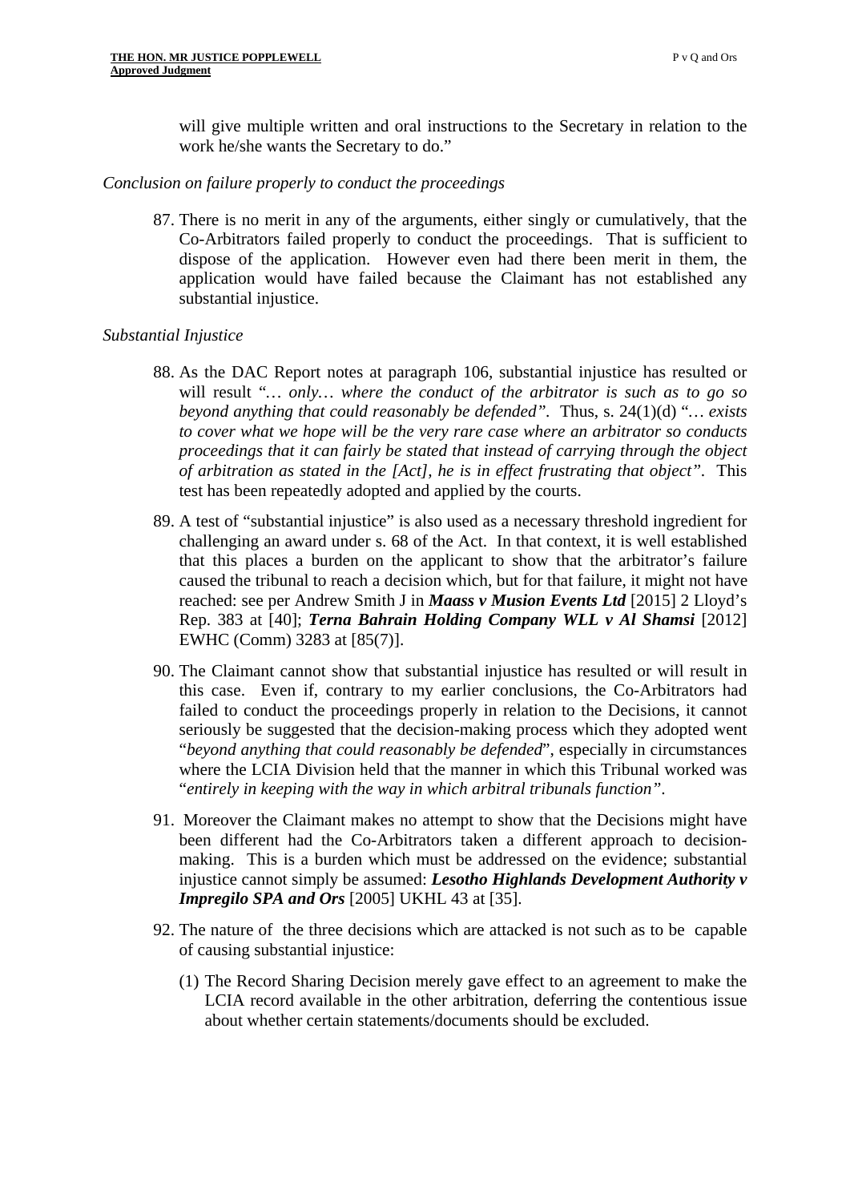will give multiple written and oral instructions to the Secretary in relation to the work he/she wants the Secretary to do."

*Conclusion on failure properly to conduct the proceedings*

87. There is no merit in any of the arguments, either singly or cumulatively, that the Co-Arbitrators failed properly to conduct the proceedings. That is sufficient to dispose of the application. However even had there been merit in them, the application would have failed because the Claimant has not established any substantial injustice.

*Substantial Injustice*

88. As the DAC Report notes at paragraph 106, substantial injustice has resulted or will result *"… only… where the conduct of the arbitrator is such as to go so beyond anything that could reasonably be defended"*. Thus, s. 24(1)(d) *"… exists to cover what we hope will be the very rare case where an arbitrator so conducts proceedings that it can fairly be stated that instead of carrying through the object of arbitration as stated in the [Act], he is in effect frustrating that object"*. This test has been repeatedly adopted and applied by the courts.

89. A test of "substantial injustice" is also used as a necessary threshold ingredient for challenging an award under s. 68 of the Act. In that context, it is well established that this places a burden on the applicant to show that the arbitrator's failure caused the tribunal to reach a decision which, but for that failure, it might not have reached: see per Andrew Smith J in ***Maass v Musion Events Ltd*** [2015] 2 Lloyd's Rep. 383 at [40]; ***Terna Bahrain Holding Company WLL v Al Shamsi*** [2012] EWHC (Comm) 3283 at [85(7)].

90. The Claimant cannot show that substantial injustice has resulted or will result in this case. Even if, contrary to my earlier conclusions, the Co-Arbitrators had failed to conduct the proceedings properly in relation to the Decisions, it cannot seriously be suggested that the decision-making process which they adopted went "*beyond anything that could reasonably be defended*", especially in circumstances where the LCIA Division held that the manner in which this Tribunal worked was "*entirely in keeping with the way in which arbitral tribunals function"*.

91. Moreover the Claimant makes no attempt to show that the Decisions might have been different had the Co-Arbitrators taken a different approach to decision-making. This is a burden which must be addressed on the evidence; substantial injustice cannot simply be assumed: ***Lesotho Highlands Development Authority v Impregilo SPA and Ors*** [2005] UKHL 43 at [35].

92. The nature of the three decisions which are attacked is not such as to be capable of causing substantial injustice:

    (1) The Record Sharing Decision merely gave effect to an agreement to make the LCIA record available in the other arbitration, deferring the contentious issue about whether certain statements/documents should be excluded.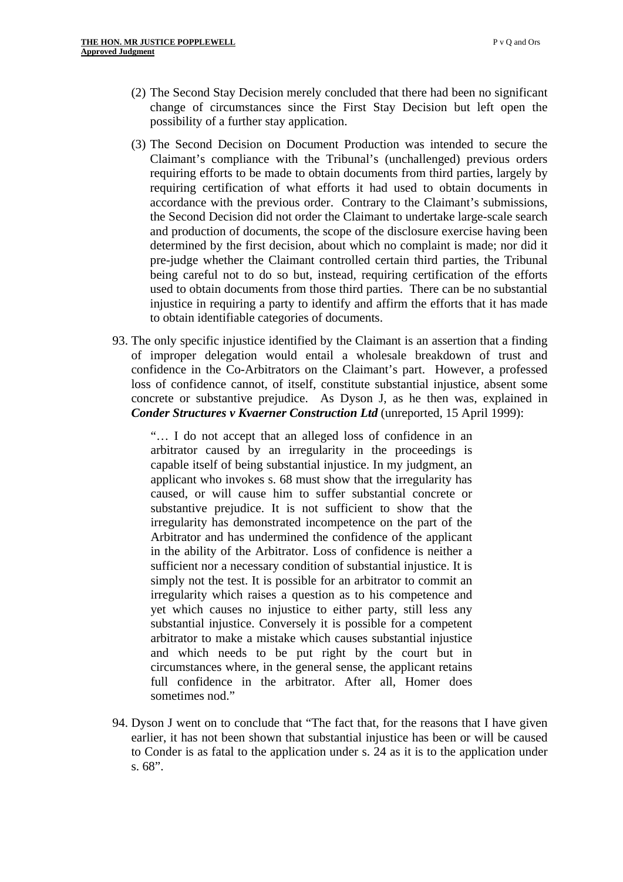(2) The Second Stay Decision merely concluded that there had been no significant change of circumstances since the First Stay Decision but left open the possibility of a further stay application.

(3) The Second Decision on Document Production was intended to secure the Claimant's compliance with the Tribunal's (unchallenged) previous orders requiring efforts to be made to obtain documents from third parties, largely by requiring certification of what efforts it had used to obtain documents in accordance with the previous order. Contrary to the Claimant's submissions, the Second Decision did not order the Claimant to undertake large-scale search and production of documents, the scope of the disclosure exercise having been determined by the first decision, about which no complaint is made; nor did it pre-judge whether the Claimant controlled certain third parties, the Tribunal being careful not to do so but, instead, requiring certification of the efforts used to obtain documents from those third parties. There can be no substantial injustice in requiring a party to identify and affirm the efforts that it has made to obtain identifiable categories of documents.

93. The only specific injustice identified by the Claimant is an assertion that a finding of improper delegation would entail a wholesale breakdown of trust and confidence in the Co-Arbitrators on the Claimant's part. However, a professed loss of confidence cannot, of itself, constitute substantial injustice, absent some concrete or substantive prejudice. As Dyson J, as he then was, explained in ***Conder Structures v Kvaerner Construction Ltd*** (unreported, 15 April 1999):

> "… I do not accept that an alleged loss of confidence in an arbitrator caused by an irregularity in the proceedings is capable itself of being substantial injustice. In my judgment, an applicant who invokes s. 68 must show that the irregularity has caused, or will cause him to suffer substantial concrete or substantive prejudice. It is not sufficient to show that the irregularity has demonstrated incompetence on the part of the Arbitrator and has undermined the confidence of the applicant in the ability of the Arbitrator. Loss of confidence is neither a sufficient nor a necessary condition of substantial injustice. It is simply not the test. It is possible for an arbitrator to commit an irregularity which raises a question as to his competence and yet which causes no injustice to either party, still less any substantial injustice. Conversely it is possible for a competent arbitrator to make a mistake which causes substantial injustice and which needs to be put right by the court but in circumstances where, in the general sense, the applicant retains full confidence in the arbitrator. After all, Homer does sometimes nod."

94. Dyson J went on to conclude that "The fact that, for the reasons that I have given earlier, it has not been shown that substantial injustice has been or will be caused to Conder is as fatal to the application under s. 24 as it is to the application under s. 68".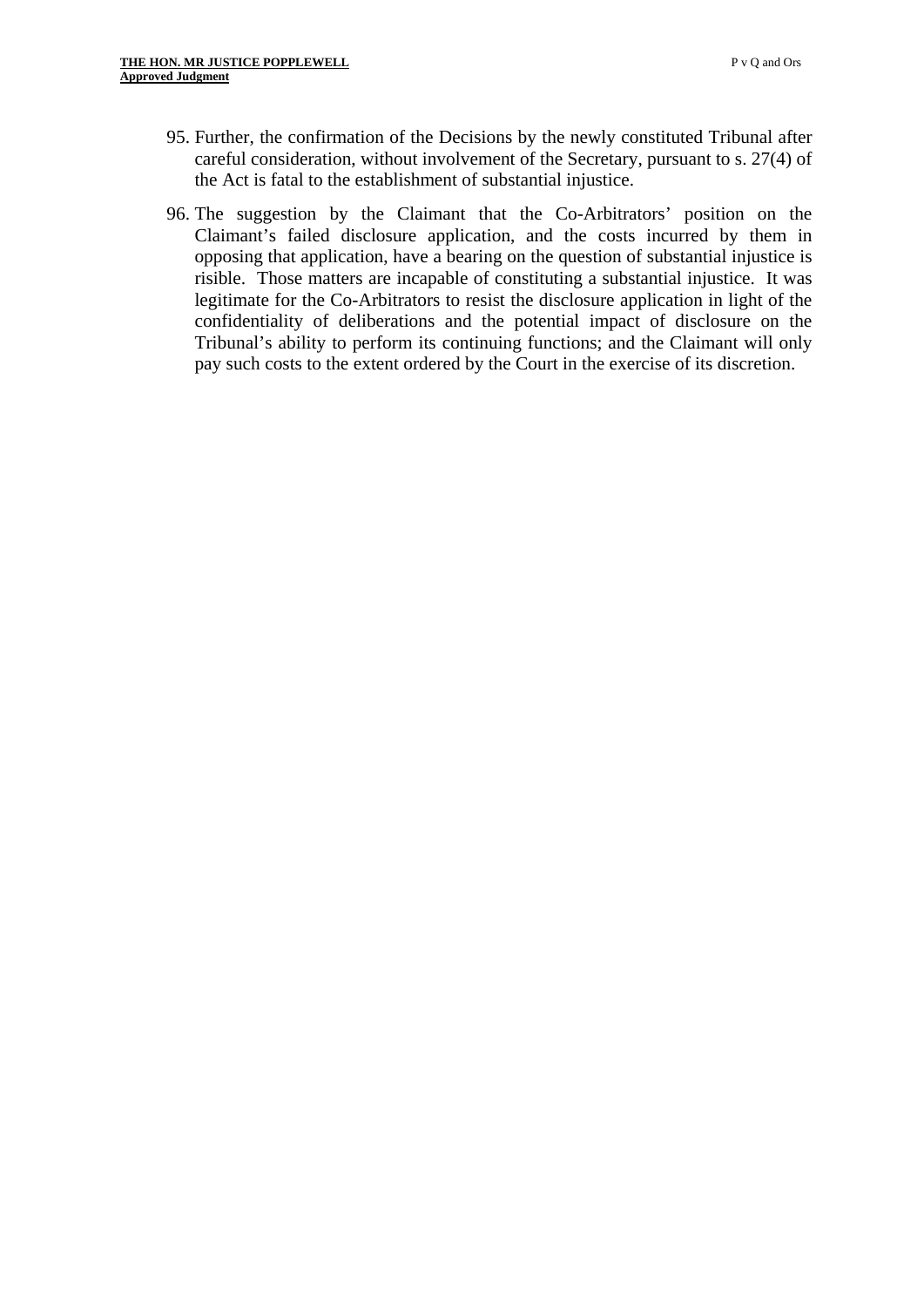95. Further, the confirmation of the Decisions by the newly constituted Tribunal after careful consideration, without involvement of the Secretary, pursuant to s. 27(4) of the Act is fatal to the establishment of substantial injustice.

96. The suggestion by the Claimant that the Co-Arbitrators' position on the Claimant's failed disclosure application, and the costs incurred by them in opposing that application, have a bearing on the question of substantial injustice is risible. Those matters are incapable of constituting a substantial injustice. It was legitimate for the Co-Arbitrators to resist the disclosure application in light of the confidentiality of deliberations and the potential impact of disclosure on the Tribunal's ability to perform its continuing functions; and the Claimant will only pay such costs to the extent ordered by the Court in the exercise of its discretion.